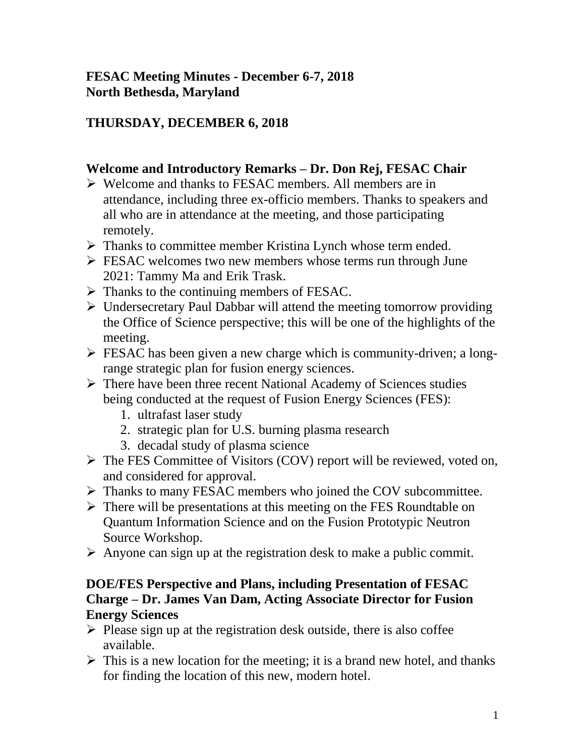# FESAC Meeting Minutes - December 6-7, 2018
# North Bethesda, Maryland

## THURSDAY, DECEMBER 6, 2018

### Welcome and Introductory Remarks – Dr. Don Rej, FESAC Chair

- Welcome and thanks to FESAC members. All members are in attendance, including three ex-officio members. Thanks to speakers and all who are in attendance at the meeting, and those participating remotely.
- Thanks to committee member Kristina Lynch whose term ended.
- FESAC welcomes two new members whose terms run through June 2021: Tammy Ma and Erik Trask.
- Thanks to the continuing members of FESAC.
- Undersecretary Paul Dabbar will attend the meeting tomorrow providing the Office of Science perspective; this will be one of the highlights of the meeting.
- FESAC has been given a new charge which is community-driven; a long-range strategic plan for fusion energy sciences.
- There have been three recent National Academy of Sciences studies being conducted at the request of Fusion Energy Sciences (FES):
    1. ultrafast laser study
    2. strategic plan for U.S. burning plasma research
    3. decadal study of plasma science
- The FES Committee of Visitors (COV) report will be reviewed, voted on, and considered for approval.
- Thanks to many FESAC members who joined the COV subcommittee.
- There will be presentations at this meeting on the FES Roundtable on Quantum Information Science and on the Fusion Prototypic Neutron Source Workshop.
- Anyone can sign up at the registration desk to make a public commit.

### DOE/FES Perspective and Plans, including Presentation of FESAC Charge – Dr. James Van Dam, Acting Associate Director for Fusion Energy Sciences

- Please sign up at the registration desk outside, there is also coffee available.
- This is a new location for the meeting; it is a brand new hotel, and thanks for finding the location of this new, modern hotel.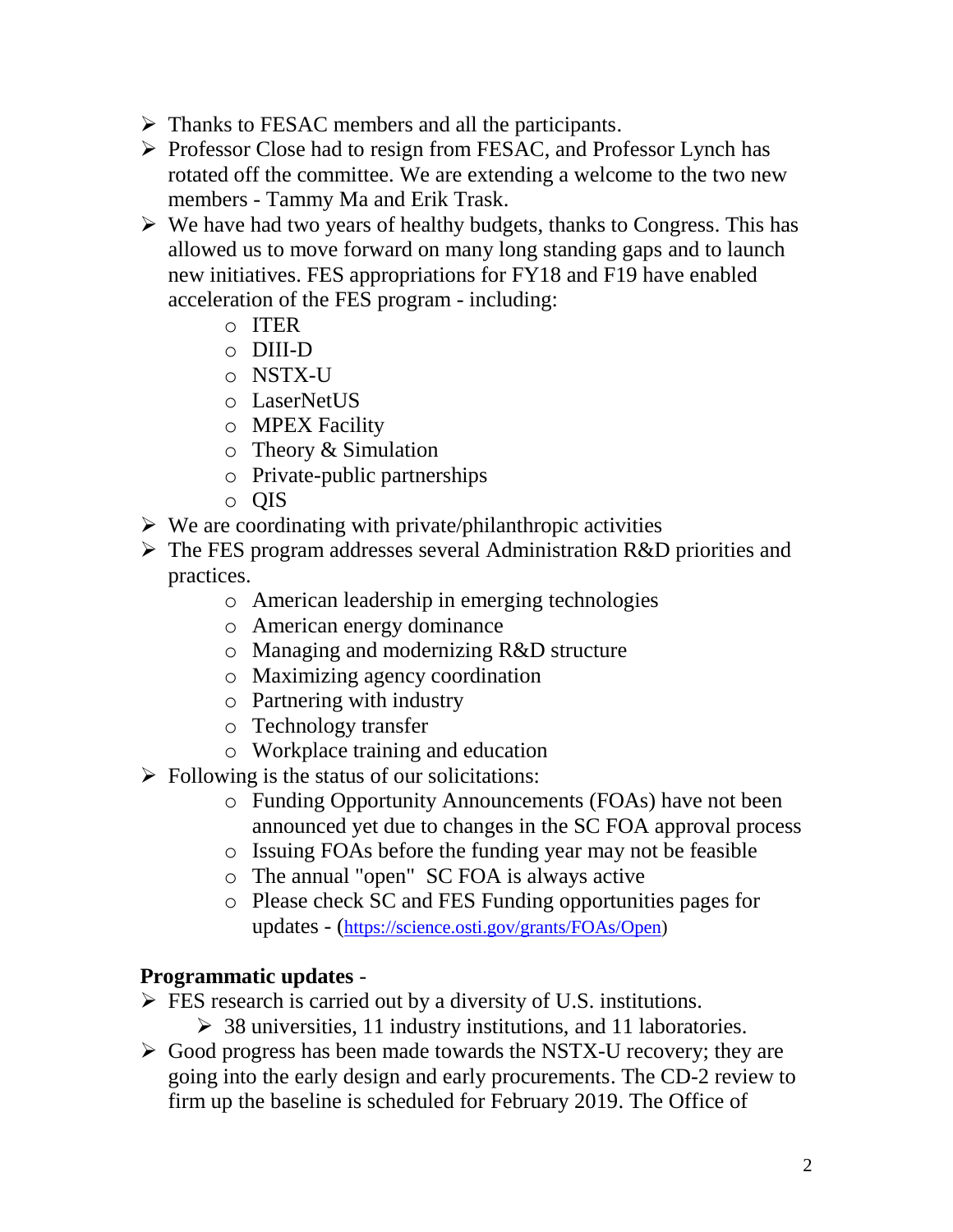- Thanks to FESAC members and all the participants.
- Professor Close had to resign from FESAC, and Professor Lynch has rotated off the committee. We are extending a welcome to the two new members - Tammy Ma and Erik Trask.
- We have had two years of healthy budgets, thanks to Congress. This has allowed us to move forward on many long standing gaps and to launch new initiatives. FES appropriations for FY18 and F19 have enabled acceleration of the FES program - including:
    - ITER
    - DIII-D
    - NSTX-U
    - LaserNetUS
    - MPEX Facility
    - Theory & Simulation
    - Private-public partnerships
    - QIS
- We are coordinating with private/philanthropic activities
- The FES program addresses several Administration R&D priorities and practices.
    - American leadership in emerging technologies
    - American energy dominance
    - Managing and modernizing R&D structure
    - Maximizing agency coordination
    - Partnering with industry
    - Technology transfer
    - Workplace training and education
- Following is the status of our solicitations:
    - Funding Opportunity Announcements (FOAs) have not been announced yet due to changes in the SC FOA approval process
    - Issuing FOAs before the funding year may not be feasible
    - The annual "open" SC FOA is always active
    - Please check SC and FES Funding opportunities pages for updates - (https://science.osti.gov/grants/FOAs/Open)

**Programmatic updates** -

- FES research is carried out by a diversity of U.S. institutions.
    - 38 universities, 11 industry institutions, and 11 laboratories.
- Good progress has been made towards the NSTX-U recovery; they are going into the early design and early procurements. The CD-2 review to firm up the baseline is scheduled for February 2019. The Office of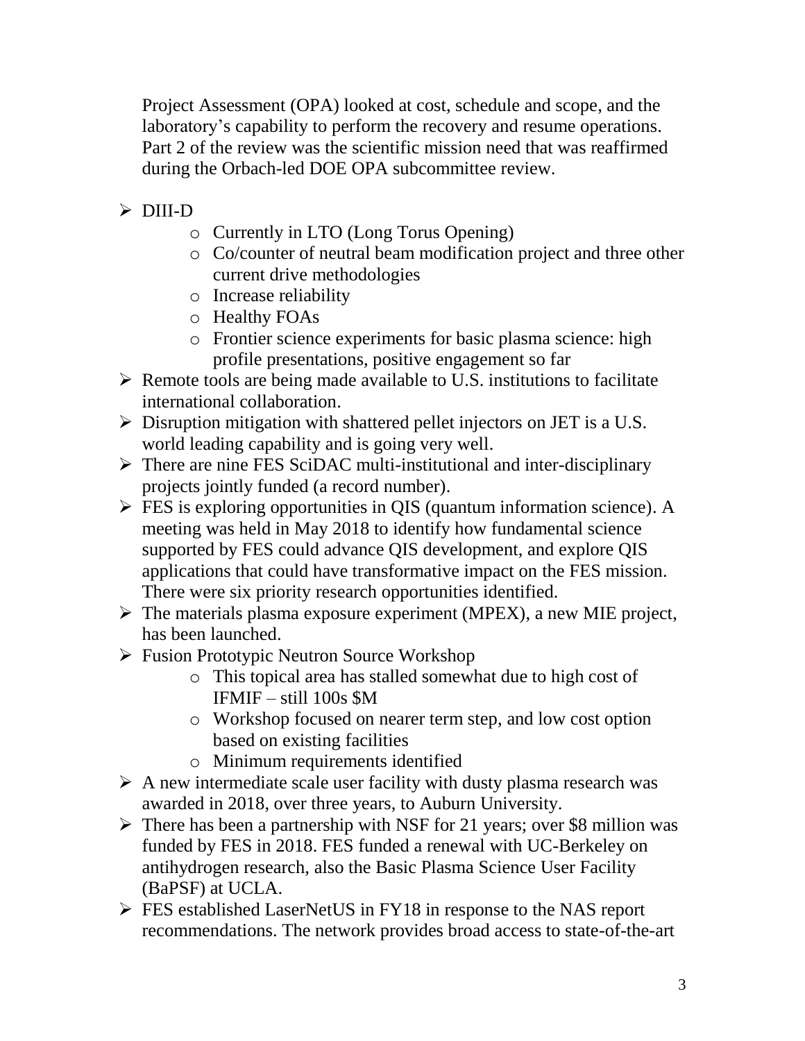Project Assessment (OPA) looked at cost, schedule and scope, and the laboratory's capability to perform the recovery and resume operations. Part 2 of the review was the scientific mission need that was reaffirmed during the Orbach-led DOE OPA subcommittee review.

- DIII-D
  - Currently in LTO (Long Torus Opening)
  - Co/counter of neutral beam modification project and three other current drive methodologies
  - Increase reliability
  - Healthy FOAs
  - Frontier science experiments for basic plasma science: high profile presentations, positive engagement so far
- Remote tools are being made available to U.S. institutions to facilitate international collaboration.
- Disruption mitigation with shattered pellet injectors on JET is a U.S. world leading capability and is going very well.
- There are nine FES SciDAC multi-institutional and inter-disciplinary projects jointly funded (a record number).
- FES is exploring opportunities in QIS (quantum information science). A meeting was held in May 2018 to identify how fundamental science supported by FES could advance QIS development, and explore QIS applications that could have transformative impact on the FES mission. There were six priority research opportunities identified.
- The materials plasma exposure experiment (MPEX), a new MIE project, has been launched.
- Fusion Prototypic Neutron Source Workshop
  - This topical area has stalled somewhat due to high cost of IFMIF – still 100s $M
  - Workshop focused on nearer term step, and low cost option based on existing facilities
  - Minimum requirements identified
- A new intermediate scale user facility with dusty plasma research was awarded in 2018, over three years, to Auburn University.
- There has been a partnership with NSF for 21 years; over $8 million was funded by FES in 2018. FES funded a renewal with UC-Berkeley on antihydrogen research, also the Basic Plasma Science User Facility (BaPSF) at UCLA.
- FES established LaserNetUS in FY18 in response to the NAS report recommendations. The network provides broad access to state-of-the-art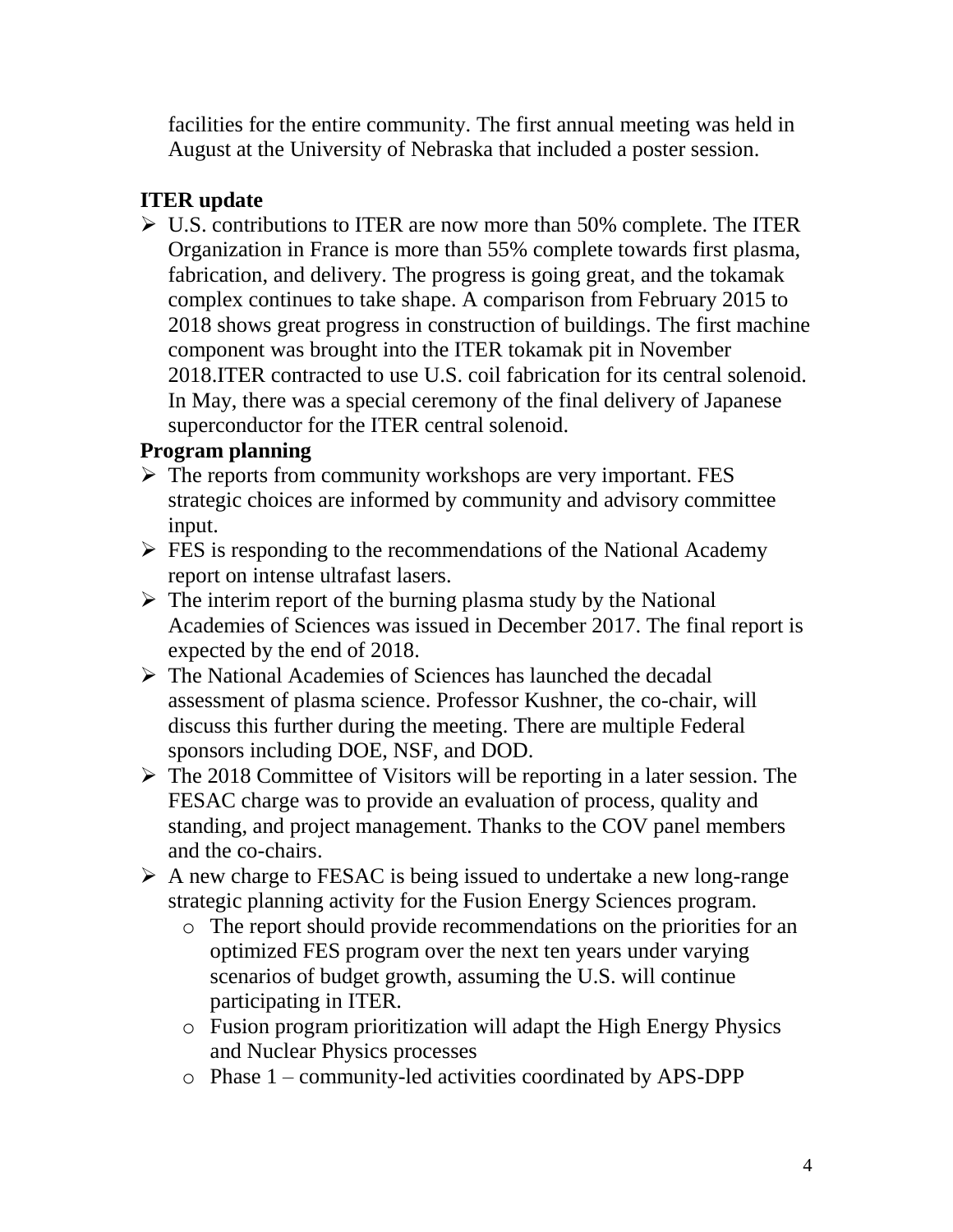facilities for the entire community. The first annual meeting was held in August at the University of Nebraska that included a poster session.

**ITER update**

- U.S. contributions to ITER are now more than 50% complete. The ITER Organization in France is more than 55% complete towards first plasma, fabrication, and delivery. The progress is going great, and the tokamak complex continues to take shape. A comparison from February 2015 to 2018 shows great progress in construction of buildings. The first machine component was brought into the ITER tokamak pit in November 2018.ITER contracted to use U.S. coil fabrication for its central solenoid. In May, there was a special ceremony of the final delivery of Japanese superconductor for the ITER central solenoid.

**Program planning**

- The reports from community workshops are very important. FES strategic choices are informed by community and advisory committee input.
- FES is responding to the recommendations of the National Academy report on intense ultrafast lasers.
- The interim report of the burning plasma study by the National Academies of Sciences was issued in December 2017. The final report is expected by the end of 2018.
- The National Academies of Sciences has launched the decadal assessment of plasma science. Professor Kushner, the co-chair, will discuss this further during the meeting. There are multiple Federal sponsors including DOE, NSF, and DOD.
- The 2018 Committee of Visitors will be reporting in a later session. The FESAC charge was to provide an evaluation of process, quality and standing, and project management. Thanks to the COV panel members and the co-chairs.
- A new charge to FESAC is being issued to undertake a new long-range strategic planning activity for the Fusion Energy Sciences program.
  - The report should provide recommendations on the priorities for an optimized FES program over the next ten years under varying scenarios of budget growth, assuming the U.S. will continue participating in ITER.
  - Fusion program prioritization will adapt the High Energy Physics and Nuclear Physics processes
  - Phase 1 – community-led activities coordinated by APS-DPP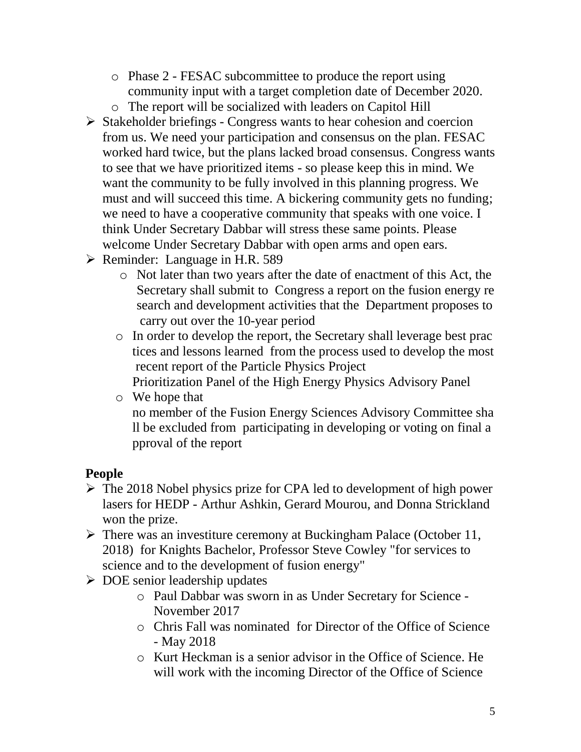- Phase 2 - FESAC subcommittee to produce the report using community input with a target completion date of December 2020.
  - The report will be socialized with leaders on Capitol Hill
- Stakeholder briefings - Congress wants to hear cohesion and coercion from us. We need your participation and consensus on the plan. FESAC worked hard twice, but the plans lacked broad consensus. Congress wants to see that we have prioritized items - so please keep this in mind. We want the community to be fully involved in this planning progress. We must and will succeed this time. A bickering community gets no funding; we need to have a cooperative community that speaks with one voice. I think Under Secretary Dabbar will stress these same points. Please welcome Under Secretary Dabbar with open arms and open ears.
- Reminder: Language in H.R. 589
  - Not later than two years after the date of enactment of this Act, the Secretary shall submit to Congress a report on the fusion energy re search and development activities that the Department proposes to carry out over the 10-year period
  - In order to develop the report, the Secretary shall leverage best prac tices and lessons learned from the process used to develop the most recent report of the Particle Physics Project Prioritization Panel of the High Energy Physics Advisory Panel
  - We hope that no member of the Fusion Energy Sciences Advisory Committee sha ll be excluded from participating in developing or voting on final a pproval of the report

**People**

- The 2018 Nobel physics prize for CPA led to development of high power lasers for HEDP - Arthur Ashkin, Gerard Mourou, and Donna Strickland won the prize.
- There was an investiture ceremony at Buckingham Palace (October 11, 2018) for Knights Bachelor, Professor Steve Cowley "for services to science and to the development of fusion energy"
- DOE senior leadership updates
  - Paul Dabbar was sworn in as Under Secretary for Science - November 2017
  - Chris Fall was nominated for Director of the Office of Science - May 2018
  - Kurt Heckman is a senior advisor in the Office of Science. He will work with the incoming Director of the Office of Science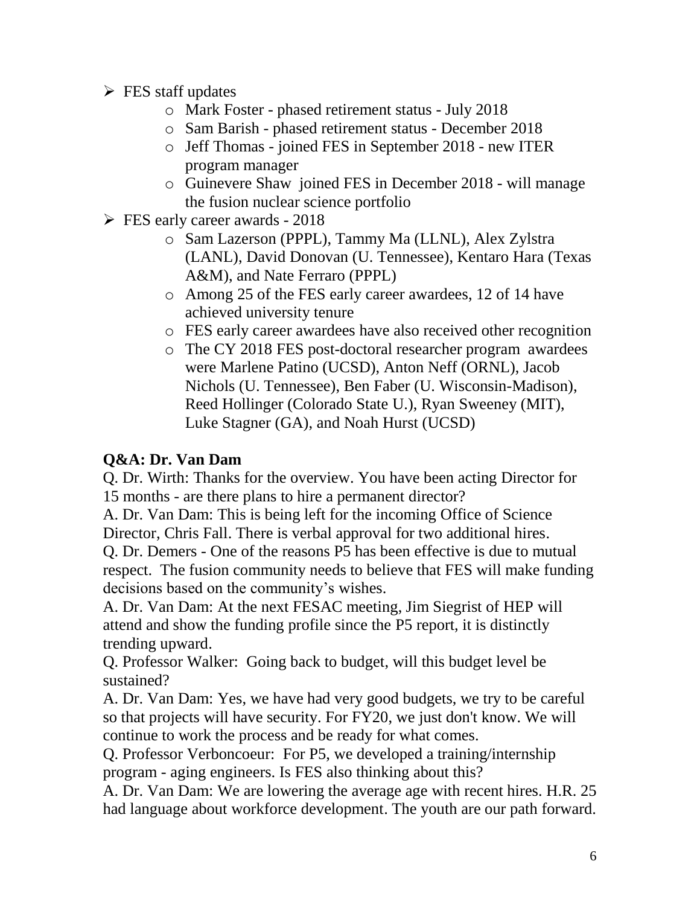- FES staff updates
  - Mark Foster - phased retirement status - July 2018
  - Sam Barish - phased retirement status - December 2018
  - Jeff Thomas - joined FES in September 2018 - new ITER program manager
  - Guinevere Shaw joined FES in December 2018 - will manage the fusion nuclear science portfolio
- FES early career awards - 2018
  - Sam Lazerson (PPPL), Tammy Ma (LLNL), Alex Zylstra (LANL), David Donovan (U. Tennessee), Kentaro Hara (Texas A&M), and Nate Ferraro (PPPL)
  - Among 25 of the FES early career awardees, 12 of 14 have achieved university tenure
  - FES early career awardees have also received other recognition
  - The CY 2018 FES post-doctoral researcher program awardees were Marlene Patino (UCSD), Anton Neff (ORNL), Jacob Nichols (U. Tennessee), Ben Faber (U. Wisconsin-Madison), Reed Hollinger (Colorado State U.), Ryan Sweeney (MIT), Luke Stagner (GA), and Noah Hurst (UCSD)

**Q&A: Dr. Van Dam**

Q. Dr. Wirth: Thanks for the overview. You have been acting Director for 15 months - are there plans to hire a permanent director?

A. Dr. Van Dam: This is being left for the incoming Office of Science Director, Chris Fall. There is verbal approval for two additional hires.

Q. Dr. Demers - One of the reasons P5 has been effective is due to mutual respect. The fusion community needs to believe that FES will make funding decisions based on the community's wishes.

A. Dr. Van Dam: At the next FESAC meeting, Jim Siegrist of HEP will attend and show the funding profile since the P5 report, it is distinctly trending upward.

Q. Professor Walker: Going back to budget, will this budget level be sustained?

A. Dr. Van Dam: Yes, we have had very good budgets, we try to be careful so that projects will have security. For FY20, we just don't know. We will continue to work the process and be ready for what comes.

Q. Professor Verboncoeur: For P5, we developed a training/internship program - aging engineers. Is FES also thinking about this?

A. Dr. Van Dam: We are lowering the average age with recent hires. H.R. 25 had language about workforce development. The youth are our path forward.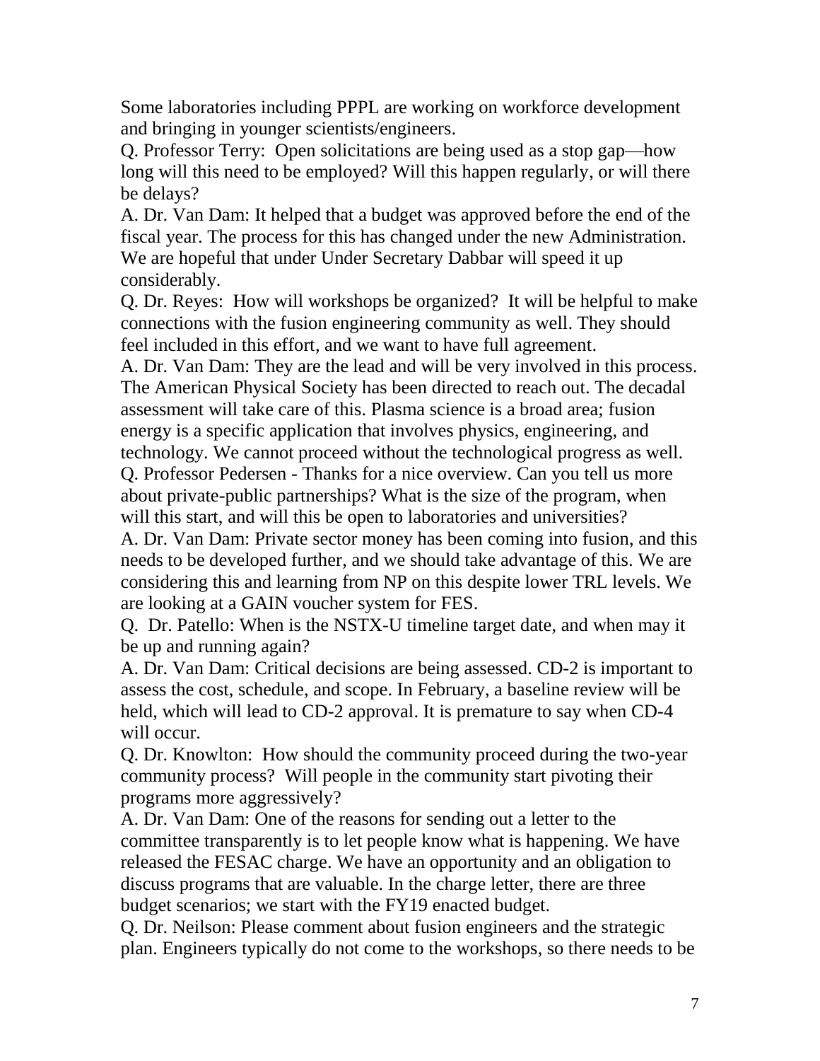Some laboratories including PPPL are working on workforce development and bringing in younger scientists/engineers.

Q. Professor Terry: Open solicitations are being used as a stop gap—how long will this need to be employed? Will this happen regularly, or will there be delays?

A. Dr. Van Dam: It helped that a budget was approved before the end of the fiscal year. The process for this has changed under the new Administration. We are hopeful that under Under Secretary Dabbar will speed it up considerably.

Q. Dr. Reyes: How will workshops be organized? It will be helpful to make connections with the fusion engineering community as well. They should feel included in this effort, and we want to have full agreement.

A. Dr. Van Dam: They are the lead and will be very involved in this process. The American Physical Society has been directed to reach out. The decadal assessment will take care of this. Plasma science is a broad area; fusion energy is a specific application that involves physics, engineering, and technology. We cannot proceed without the technological progress as well.

Q. Professor Pedersen - Thanks for a nice overview. Can you tell us more about private-public partnerships? What is the size of the program, when will this start, and will this be open to laboratories and universities?

A. Dr. Van Dam: Private sector money has been coming into fusion, and this needs to be developed further, and we should take advantage of this. We are considering this and learning from NP on this despite lower TRL levels. We are looking at a GAIN voucher system for FES.

Q. Dr. Patello: When is the NSTX-U timeline target date, and when may it be up and running again?

A. Dr. Van Dam: Critical decisions are being assessed. CD-2 is important to assess the cost, schedule, and scope. In February, a baseline review will be held, which will lead to CD-2 approval. It is premature to say when CD-4 will occur.

Q. Dr. Knowlton: How should the community proceed during the two-year community process? Will people in the community start pivoting their programs more aggressively?

A. Dr. Van Dam: One of the reasons for sending out a letter to the committee transparently is to let people know what is happening. We have released the FESAC charge. We have an opportunity and an obligation to discuss programs that are valuable. In the charge letter, there are three budget scenarios; we start with the FY19 enacted budget.

Q. Dr. Neilson: Please comment about fusion engineers and the strategic plan. Engineers typically do not come to the workshops, so there needs to be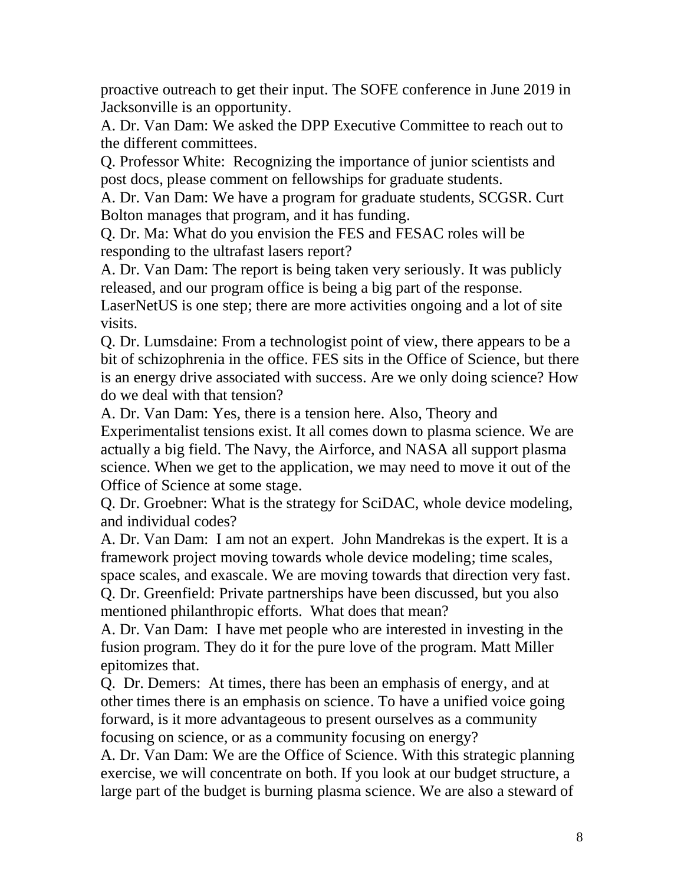proactive outreach to get their input. The SOFE conference in June 2019 in Jacksonville is an opportunity.

A. Dr. Van Dam: We asked the DPP Executive Committee to reach out to the different committees.

Q. Professor White: Recognizing the importance of junior scientists and post docs, please comment on fellowships for graduate students.

A. Dr. Van Dam: We have a program for graduate students, SCGSR. Curt Bolton manages that program, and it has funding.

Q. Dr. Ma: What do you envision the FES and FESAC roles will be responding to the ultrafast lasers report?

A. Dr. Van Dam: The report is being taken very seriously. It was publicly released, and our program office is being a big part of the response. LaserNetUS is one step; there are more activities ongoing and a lot of site visits.

Q. Dr. Lumsdaine: From a technologist point of view, there appears to be a bit of schizophrenia in the office. FES sits in the Office of Science, but there is an energy drive associated with success. Are we only doing science? How do we deal with that tension?

A. Dr. Van Dam: Yes, there is a tension here. Also, Theory and Experimentalist tensions exist. It all comes down to plasma science. We are actually a big field. The Navy, the Airforce, and NASA all support plasma science. When we get to the application, we may need to move it out of the Office of Science at some stage.

Q. Dr. Groebner: What is the strategy for SciDAC, whole device modeling, and individual codes?

A. Dr. Van Dam: I am not an expert. John Mandrekas is the expert. It is a framework project moving towards whole device modeling; time scales, space scales, and exascale. We are moving towards that direction very fast.

Q. Dr. Greenfield: Private partnerships have been discussed, but you also mentioned philanthropic efforts. What does that mean?

A. Dr. Van Dam: I have met people who are interested in investing in the fusion program. They do it for the pure love of the program. Matt Miller epitomizes that.

Q. Dr. Demers: At times, there has been an emphasis of energy, and at other times there is an emphasis on science. To have a unified voice going forward, is it more advantageous to present ourselves as a community focusing on science, or as a community focusing on energy?

A. Dr. Van Dam: We are the Office of Science. With this strategic planning exercise, we will concentrate on both. If you look at our budget structure, a large part of the budget is burning plasma science. We are also a steward of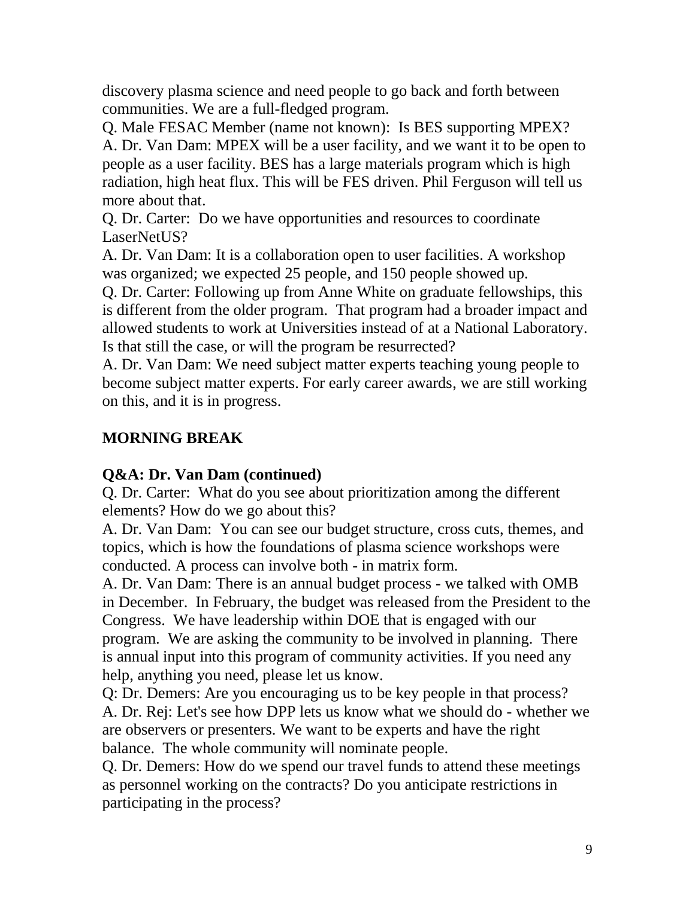discovery plasma science and need people to go back and forth between communities. We are a full-fledged program.

Q. Male FESAC Member (name not known): Is BES supporting MPEX?

A. Dr. Van Dam: MPEX will be a user facility, and we want it to be open to people as a user facility. BES has a large materials program which is high radiation, high heat flux. This will be FES driven. Phil Ferguson will tell us more about that.

Q. Dr. Carter: Do we have opportunities and resources to coordinate LaserNetUS?

A. Dr. Van Dam: It is a collaboration open to user facilities. A workshop was organized; we expected 25 people, and 150 people showed up.

Q. Dr. Carter: Following up from Anne White on graduate fellowships, this is different from the older program. That program had a broader impact and allowed students to work at Universities instead of at a National Laboratory. Is that still the case, or will the program be resurrected?

A. Dr. Van Dam: We need subject matter experts teaching young people to become subject matter experts. For early career awards, we are still working on this, and it is in progress.

## MORNING BREAK

## Q&A: Dr. Van Dam (continued)

Q. Dr. Carter: What do you see about prioritization among the different elements? How do we go about this?

A. Dr. Van Dam: You can see our budget structure, cross cuts, themes, and topics, which is how the foundations of plasma science workshops were conducted. A process can involve both - in matrix form.

A. Dr. Van Dam: There is an annual budget process - we talked with OMB in December. In February, the budget was released from the President to the Congress. We have leadership within DOE that is engaged with our program. We are asking the community to be involved in planning. There is annual input into this program of community activities. If you need any help, anything you need, please let us know.

Q: Dr. Demers: Are you encouraging us to be key people in that process?

A. Dr. Rej: Let's see how DPP lets us know what we should do - whether we are observers or presenters. We want to be experts and have the right balance. The whole community will nominate people.

Q. Dr. Demers: How do we spend our travel funds to attend these meetings as personnel working on the contracts? Do you anticipate restrictions in participating in the process?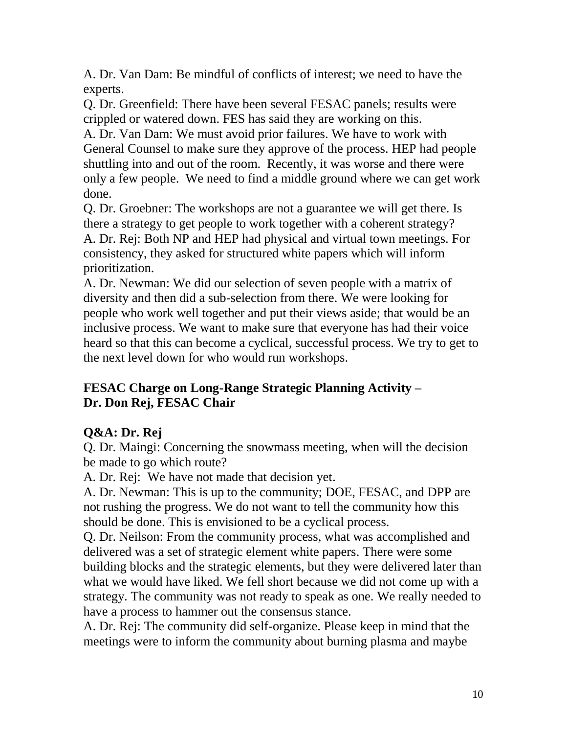A. Dr. Van Dam: Be mindful of conflicts of interest; we need to have the experts.

Q. Dr. Greenfield: There have been several FESAC panels; results were crippled or watered down. FES has said they are working on this.

A. Dr. Van Dam: We must avoid prior failures. We have to work with General Counsel to make sure they approve of the process. HEP had people shuttling into and out of the room. Recently, it was worse and there were only a few people. We need to find a middle ground where we can get work done.

Q. Dr. Groebner: The workshops are not a guarantee we will get there. Is there a strategy to get people to work together with a coherent strategy?

A. Dr. Rej: Both NP and HEP had physical and virtual town meetings. For consistency, they asked for structured white papers which will inform prioritization.

A. Dr. Newman: We did our selection of seven people with a matrix of diversity and then did a sub-selection from there. We were looking for people who work well together and put their views aside; that would be an inclusive process. We want to make sure that everyone has had their voice heard so that this can become a cyclical, successful process. We try to get to the next level down for who would run workshops.

**FESAC Charge on Long-Range Strategic Planning Activity – Dr. Don Rej, FESAC Chair**

**Q&A: Dr. Rej**

Q. Dr. Maingi: Concerning the snowmass meeting, when will the decision be made to go which route?

A. Dr. Rej: We have not made that decision yet.

A. Dr. Newman: This is up to the community; DOE, FESAC, and DPP are not rushing the progress. We do not want to tell the community how this should be done. This is envisioned to be a cyclical process.

Q. Dr. Neilson: From the community process, what was accomplished and delivered was a set of strategic element white papers. There were some building blocks and the strategic elements, but they were delivered later than what we would have liked. We fell short because we did not come up with a strategy. The community was not ready to speak as one. We really needed to have a process to hammer out the consensus stance.

A. Dr. Rej: The community did self-organize. Please keep in mind that the meetings were to inform the community about burning plasma and maybe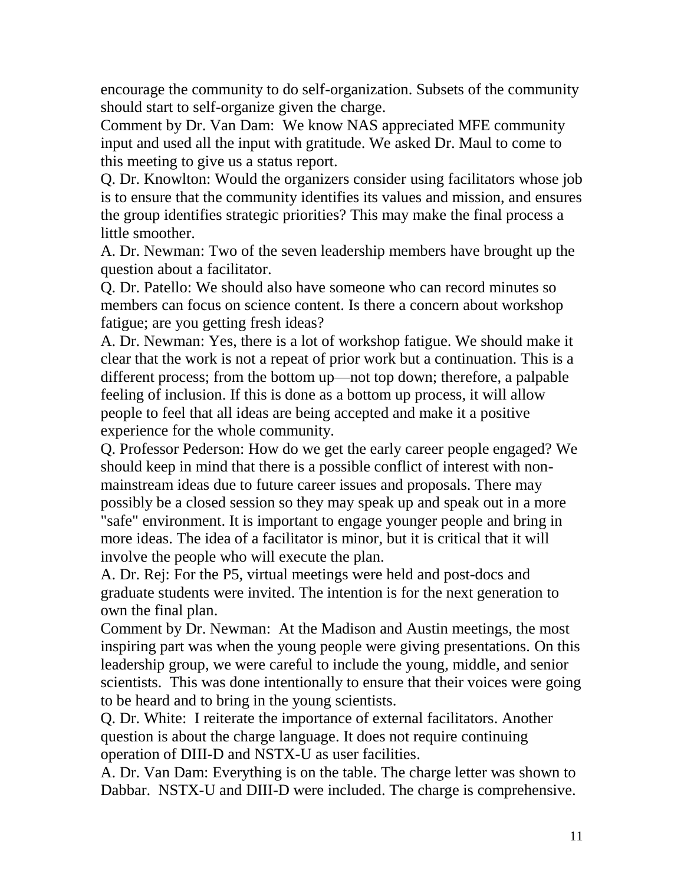encourage the community to do self-organization. Subsets of the community should start to self-organize given the charge.

Comment by Dr. Van Dam: We know NAS appreciated MFE community input and used all the input with gratitude. We asked Dr. Maul to come to this meeting to give us a status report.

Q. Dr. Knowlton: Would the organizers consider using facilitators whose job is to ensure that the community identifies its values and mission, and ensures the group identifies strategic priorities? This may make the final process a little smoother.

A. Dr. Newman: Two of the seven leadership members have brought up the question about a facilitator.

Q. Dr. Patello: We should also have someone who can record minutes so members can focus on science content. Is there a concern about workshop fatigue; are you getting fresh ideas?

A. Dr. Newman: Yes, there is a lot of workshop fatigue. We should make it clear that the work is not a repeat of prior work but a continuation. This is a different process; from the bottom up—not top down; therefore, a palpable feeling of inclusion. If this is done as a bottom up process, it will allow people to feel that all ideas are being accepted and make it a positive experience for the whole community.

Q. Professor Pederson: How do we get the early career people engaged? We should keep in mind that there is a possible conflict of interest with non-mainstream ideas due to future career issues and proposals. There may possibly be a closed session so they may speak up and speak out in a more "safe" environment. It is important to engage younger people and bring in more ideas. The idea of a facilitator is minor, but it is critical that it will involve the people who will execute the plan.

A. Dr. Rej: For the P5, virtual meetings were held and post-docs and graduate students were invited. The intention is for the next generation to own the final plan.

Comment by Dr. Newman: At the Madison and Austin meetings, the most inspiring part was when the young people were giving presentations. On this leadership group, we were careful to include the young, middle, and senior scientists. This was done intentionally to ensure that their voices were going to be heard and to bring in the young scientists.

Q. Dr. White: I reiterate the importance of external facilitators. Another question is about the charge language. It does not require continuing operation of DIII-D and NSTX-U as user facilities.

A. Dr. Van Dam: Everything is on the table. The charge letter was shown to Dabbar. NSTX-U and DIII-D were included. The charge is comprehensive.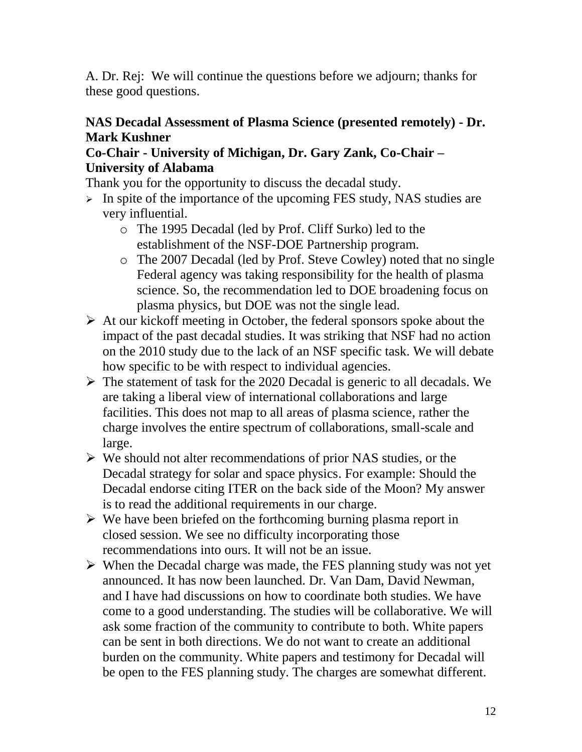A. Dr. Rej: We will continue the questions before we adjourn; thanks for these good questions.

**NAS Decadal Assessment of Plasma Science (presented remotely) - Dr. Mark Kushner**
**Co-Chair - University of Michigan, Dr. Gary Zank, Co-Chair – University of Alabama**

Thank you for the opportunity to discuss the decadal study.

- In spite of the importance of the upcoming FES study, NAS studies are very influential.
  - The 1995 Decadal (led by Prof. Cliff Surko) led to the establishment of the NSF-DOE Partnership program.
  - The 2007 Decadal (led by Prof. Steve Cowley) noted that no single Federal agency was taking responsibility for the health of plasma science. So, the recommendation led to DOE broadening focus on plasma physics, but DOE was not the single lead.
- At our kickoff meeting in October, the federal sponsors spoke about the impact of the past decadal studies. It was striking that NSF had no action on the 2010 study due to the lack of an NSF specific task. We will debate how specific to be with respect to individual agencies.
- The statement of task for the 2020 Decadal is generic to all decadals. We are taking a liberal view of international collaborations and large facilities. This does not map to all areas of plasma science, rather the charge involves the entire spectrum of collaborations, small-scale and large.
- We should not alter recommendations of prior NAS studies, or the Decadal strategy for solar and space physics. For example: Should the Decadal endorse citing ITER on the back side of the Moon? My answer is to read the additional requirements in our charge.
- We have been briefed on the forthcoming burning plasma report in closed session. We see no difficulty incorporating those recommendations into ours. It will not be an issue.
- When the Decadal charge was made, the FES planning study was not yet announced. It has now been launched. Dr. Van Dam, David Newman, and I have had discussions on how to coordinate both studies. We have come to a good understanding. The studies will be collaborative. We will ask some fraction of the community to contribute to both. White papers can be sent in both directions. We do not want to create an additional burden on the community. White papers and testimony for Decadal will be open to the FES planning study. The charges are somewhat different.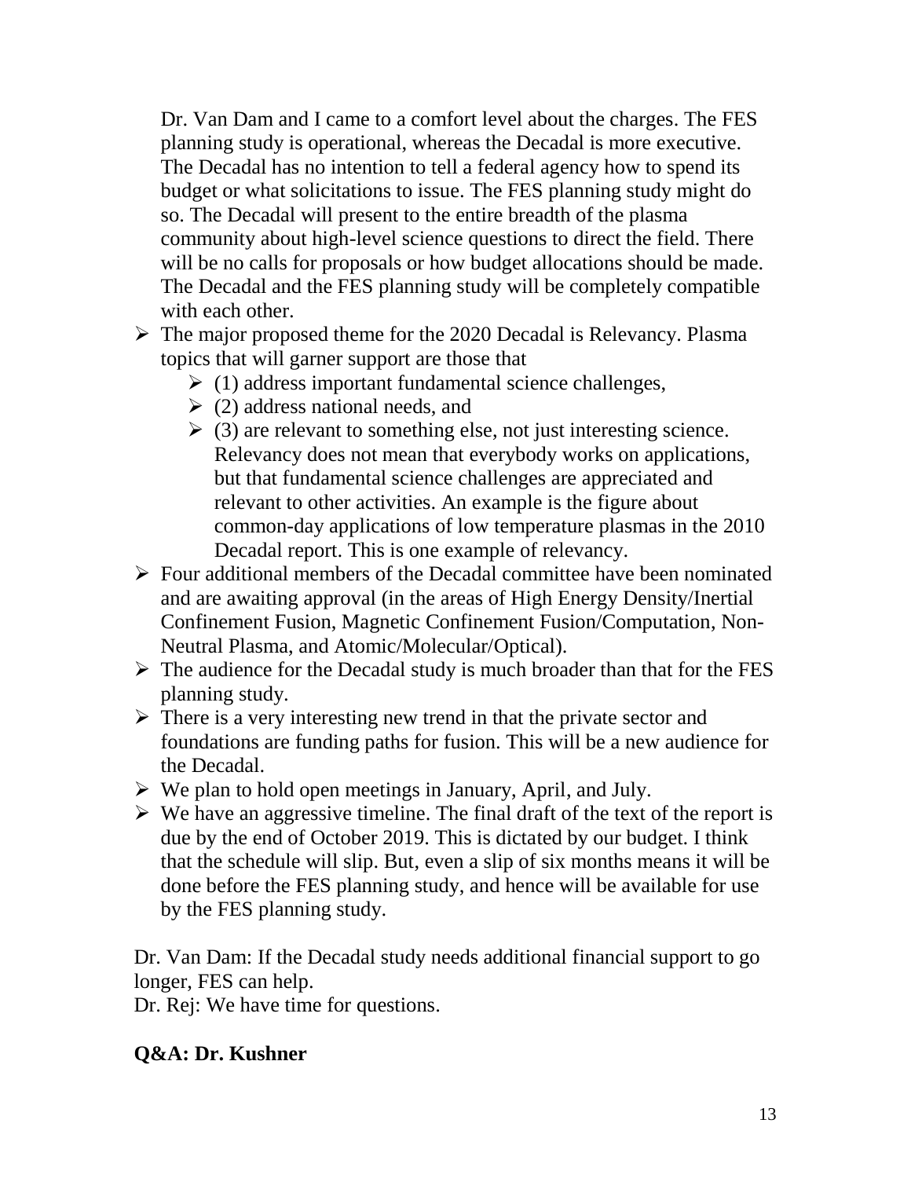Dr. Van Dam and I came to a comfort level about the charges. The FES planning study is operational, whereas the Decadal is more executive. The Decadal has no intention to tell a federal agency how to spend its budget or what solicitations to issue. The FES planning study might do so. The Decadal will present to the entire breadth of the plasma community about high-level science questions to direct the field. There will be no calls for proposals or how budget allocations should be made. The Decadal and the FES planning study will be completely compatible with each other.

- The major proposed theme for the 2020 Decadal is Relevancy. Plasma topics that will garner support are those that
  - (1) address important fundamental science challenges,
  - (2) address national needs, and
  - (3) are relevant to something else, not just interesting science. Relevancy does not mean that everybody works on applications, but that fundamental science challenges are appreciated and relevant to other activities. An example is the figure about common-day applications of low temperature plasmas in the 2010 Decadal report. This is one example of relevancy.
- Four additional members of the Decadal committee have been nominated and are awaiting approval (in the areas of High Energy Density/Inertial Confinement Fusion, Magnetic Confinement Fusion/Computation, Non-Neutral Plasma, and Atomic/Molecular/Optical).
- The audience for the Decadal study is much broader than that for the FES planning study.
- There is a very interesting new trend in that the private sector and foundations are funding paths for fusion. This will be a new audience for the Decadal.
- We plan to hold open meetings in January, April, and July.
- We have an aggressive timeline. The final draft of the text of the report is due by the end of October 2019. This is dictated by our budget. I think that the schedule will slip. But, even a slip of six months means it will be done before the FES planning study, and hence will be available for use by the FES planning study.

Dr. Van Dam: If the Decadal study needs additional financial support to go longer, FES can help.
Dr. Rej: We have time for questions.

**Q&A: Dr. Kushner**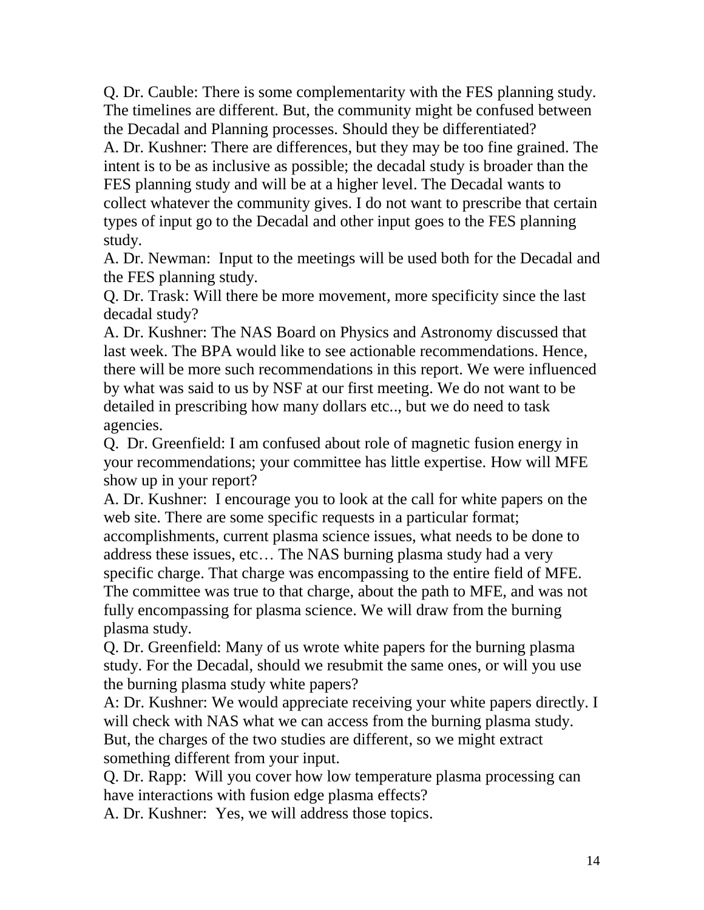Q. Dr. Cauble: There is some complementarity with the FES planning study. The timelines are different. But, the community might be confused between the Decadal and Planning processes. Should they be differentiated?

A. Dr. Kushner: There are differences, but they may be too fine grained. The intent is to be as inclusive as possible; the decadal study is broader than the FES planning study and will be at a higher level. The Decadal wants to collect whatever the community gives. I do not want to prescribe that certain types of input go to the Decadal and other input goes to the FES planning study.

A. Dr. Newman: Input to the meetings will be used both for the Decadal and the FES planning study.

Q. Dr. Trask: Will there be more movement, more specificity since the last decadal study?

A. Dr. Kushner: The NAS Board on Physics and Astronomy discussed that last week. The BPA would like to see actionable recommendations. Hence, there will be more such recommendations in this report. We were influenced by what was said to us by NSF at our first meeting. We do not want to be detailed in prescribing how many dollars etc.., but we do need to task agencies.

Q. Dr. Greenfield: I am confused about role of magnetic fusion energy in your recommendations; your committee has little expertise. How will MFE show up in your report?

A. Dr. Kushner: I encourage you to look at the call for white papers on the web site. There are some specific requests in a particular format; accomplishments, current plasma science issues, what needs to be done to address these issues, etc… The NAS burning plasma study had a very specific charge. That charge was encompassing to the entire field of MFE. The committee was true to that charge, about the path to MFE, and was not fully encompassing for plasma science. We will draw from the burning plasma study.

Q. Dr. Greenfield: Many of us wrote white papers for the burning plasma study. For the Decadal, should we resubmit the same ones, or will you use the burning plasma study white papers?

A: Dr. Kushner: We would appreciate receiving your white papers directly. I will check with NAS what we can access from the burning plasma study. But, the charges of the two studies are different, so we might extract something different from your input.

Q. Dr. Rapp: Will you cover how low temperature plasma processing can have interactions with fusion edge plasma effects?

A. Dr. Kushner: Yes, we will address those topics.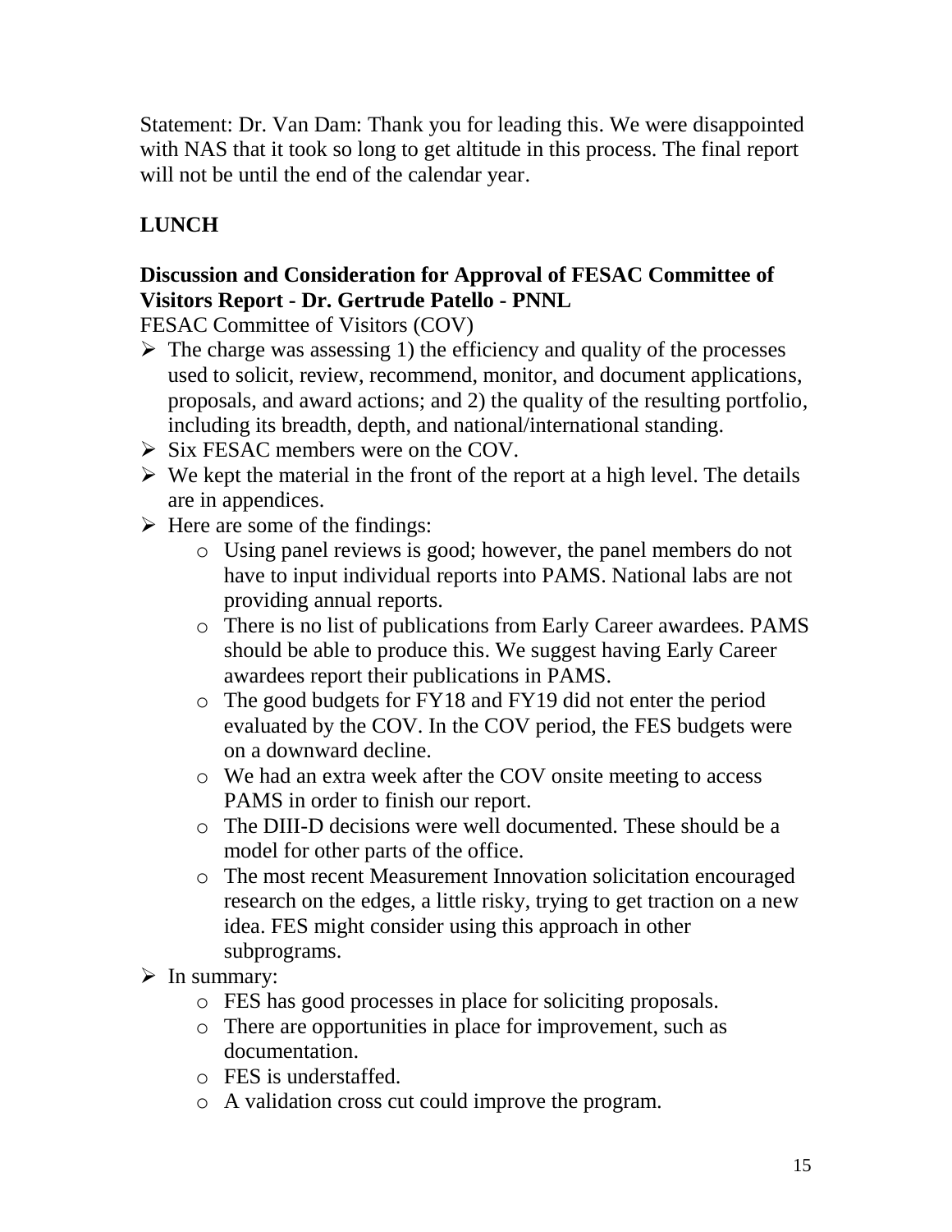Statement: Dr. Van Dam: Thank you for leading this. We were disappointed with NAS that it took so long to get altitude in this process. The final report will not be until the end of the calendar year.

**LUNCH**

**Discussion and Consideration for Approval of FESAC Committee of Visitors Report - Dr. Gertrude Patello - PNNL**

FESAC Committee of Visitors (COV)

- The charge was assessing 1) the efficiency and quality of the processes used to solicit, review, recommend, monitor, and document applications, proposals, and award actions; and 2) the quality of the resulting portfolio, including its breadth, depth, and national/international standing.
- Six FESAC members were on the COV.
- We kept the material in the front of the report at a high level. The details are in appendices.
- Here are some of the findings:
    - Using panel reviews is good; however, the panel members do not have to input individual reports into PAMS. National labs are not providing annual reports.
    - There is no list of publications from Early Career awardees. PAMS should be able to produce this. We suggest having Early Career awardees report their publications in PAMS.
    - The good budgets for FY18 and FY19 did not enter the period evaluated by the COV. In the COV period, the FES budgets were on a downward decline.
    - We had an extra week after the COV onsite meeting to access PAMS in order to finish our report.
    - The DIII-D decisions were well documented. These should be a model for other parts of the office.
    - The most recent Measurement Innovation solicitation encouraged research on the edges, a little risky, trying to get traction on a new idea. FES might consider using this approach in other subprograms.
- In summary:
    - FES has good processes in place for soliciting proposals.
    - There are opportunities in place for improvement, such as documentation.
    - FES is understaffed.
    - A validation cross cut could improve the program.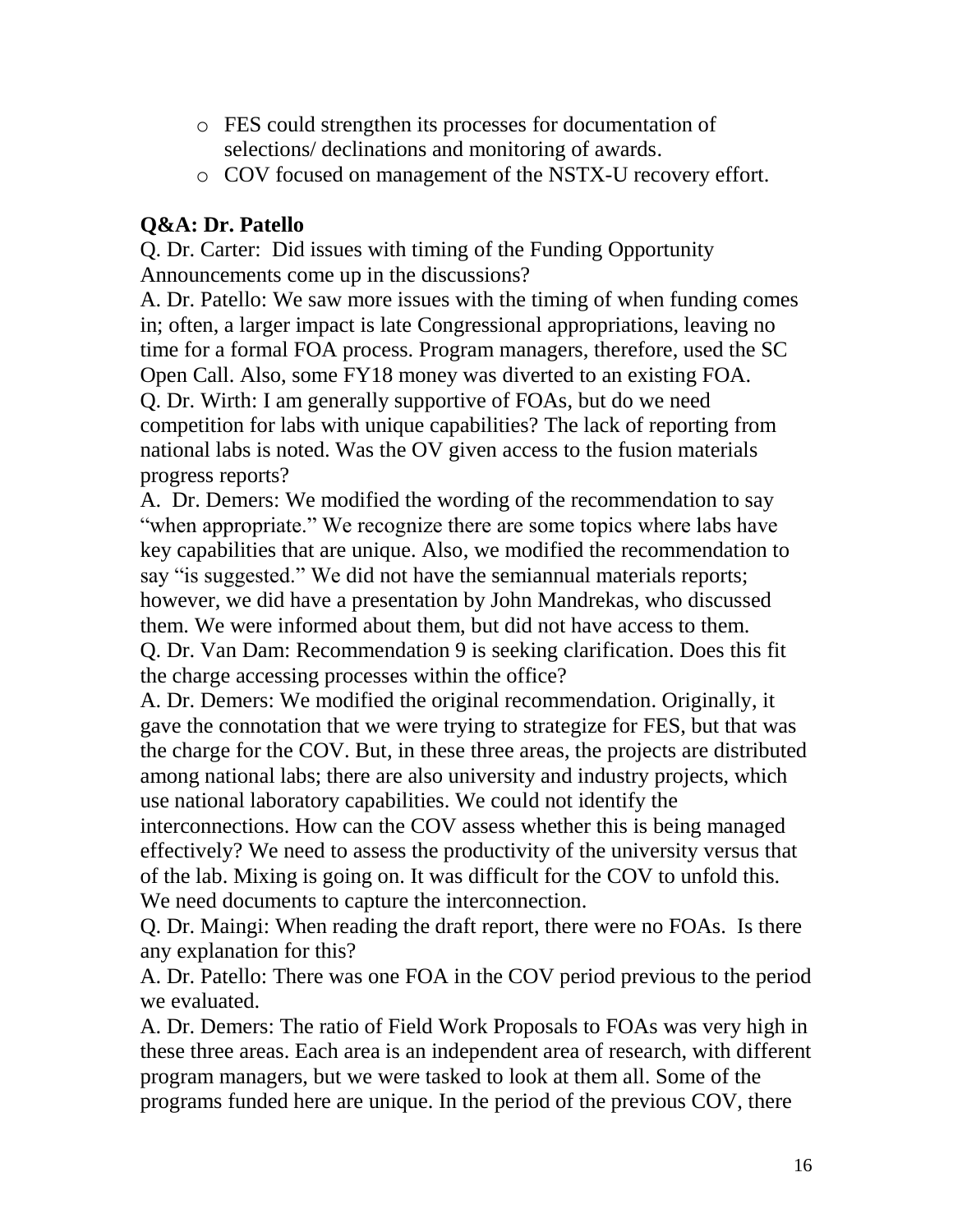- FES could strengthen its processes for documentation of selections/ declinations and monitoring of awards.
- COV focused on management of the NSTX-U recovery effort.

**Q&A: Dr. Patello**

Q. Dr. Carter: Did issues with timing of the Funding Opportunity Announcements come up in the discussions?

A. Dr. Patello: We saw more issues with the timing of when funding comes in; often, a larger impact is late Congressional appropriations, leaving no time for a formal FOA process. Program managers, therefore, used the SC Open Call. Also, some FY18 money was diverted to an existing FOA.

Q. Dr. Wirth: I am generally supportive of FOAs, but do we need competition for labs with unique capabilities? The lack of reporting from national labs is noted. Was the OV given access to the fusion materials progress reports?

A. Dr. Demers: We modified the wording of the recommendation to say "when appropriate." We recognize there are some topics where labs have key capabilities that are unique. Also, we modified the recommendation to say "is suggested." We did not have the semiannual materials reports; however, we did have a presentation by John Mandrekas, who discussed them. We were informed about them, but did not have access to them.

Q. Dr. Van Dam: Recommendation 9 is seeking clarification. Does this fit the charge accessing processes within the office?

A. Dr. Demers: We modified the original recommendation. Originally, it gave the connotation that we were trying to strategize for FES, but that was the charge for the COV. But, in these three areas, the projects are distributed among national labs; there are also university and industry projects, which use national laboratory capabilities. We could not identify the interconnections. How can the COV assess whether this is being managed effectively? We need to assess the productivity of the university versus that of the lab. Mixing is going on. It was difficult for the COV to unfold this. We need documents to capture the interconnection.

Q. Dr. Maingi: When reading the draft report, there were no FOAs. Is there any explanation for this?

A. Dr. Patello: There was one FOA in the COV period previous to the period we evaluated.

A. Dr. Demers: The ratio of Field Work Proposals to FOAs was very high in these three areas. Each area is an independent area of research, with different program managers, but we were tasked to look at them all. Some of the programs funded here are unique. In the period of the previous COV, there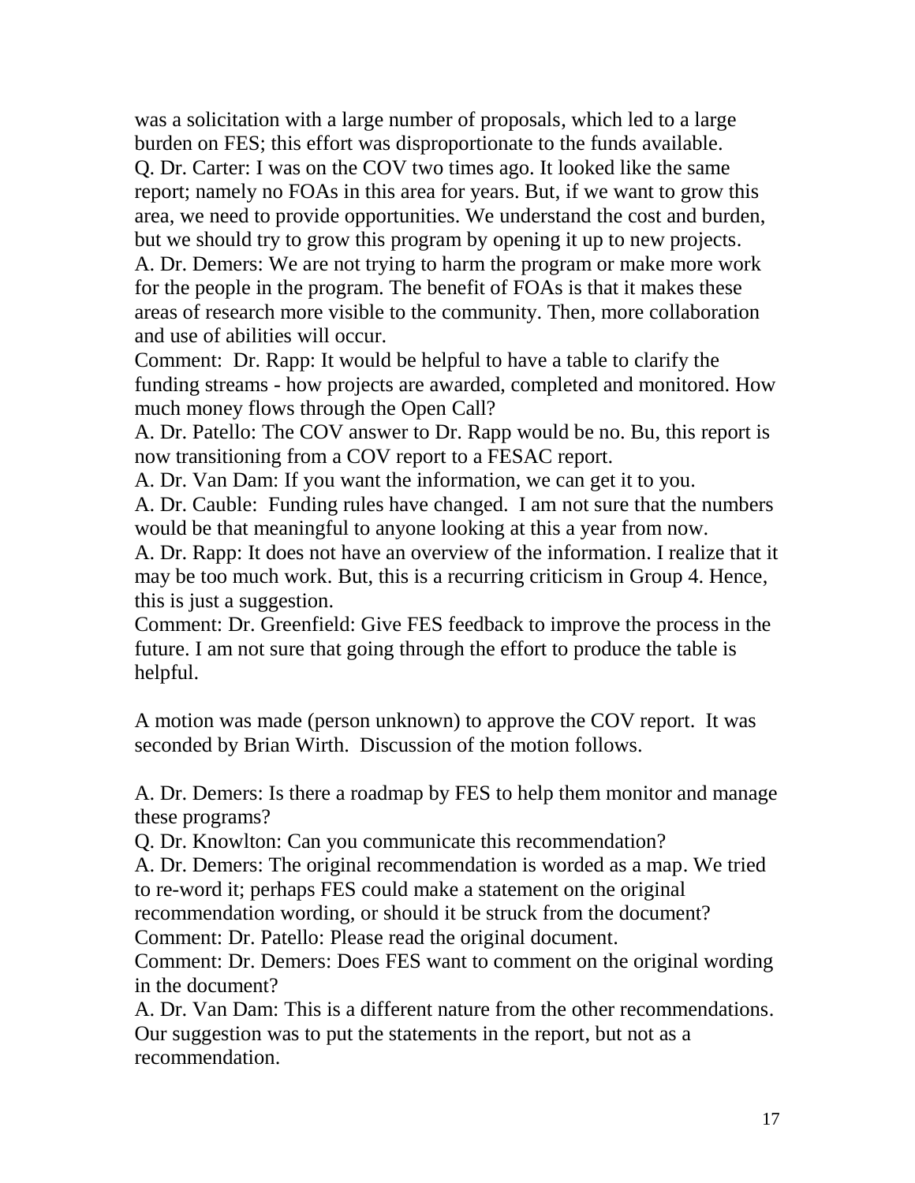was a solicitation with a large number of proposals, which led to a large burden on FES; this effort was disproportionate to the funds available.

Q. Dr. Carter: I was on the COV two times ago. It looked like the same report; namely no FOAs in this area for years. But, if we want to grow this area, we need to provide opportunities. We understand the cost and burden, but we should try to grow this program by opening it up to new projects.

A. Dr. Demers: We are not trying to harm the program or make more work for the people in the program. The benefit of FOAs is that it makes these areas of research more visible to the community. Then, more collaboration and use of abilities will occur.

Comment: Dr. Rapp: It would be helpful to have a table to clarify the funding streams - how projects are awarded, completed and monitored. How much money flows through the Open Call?

A. Dr. Patello: The COV answer to Dr. Rapp would be no. Bu, this report is now transitioning from a COV report to a FESAC report.

A. Dr. Van Dam: If you want the information, we can get it to you.

A. Dr. Cauble: Funding rules have changed. I am not sure that the numbers would be that meaningful to anyone looking at this a year from now.

A. Dr. Rapp: It does not have an overview of the information. I realize that it may be too much work. But, this is a recurring criticism in Group 4. Hence, this is just a suggestion.

Comment: Dr. Greenfield: Give FES feedback to improve the process in the future. I am not sure that going through the effort to produce the table is helpful.

A motion was made (person unknown) to approve the COV report. It was seconded by Brian Wirth. Discussion of the motion follows.

A. Dr. Demers: Is there a roadmap by FES to help them monitor and manage these programs?

Q. Dr. Knowlton: Can you communicate this recommendation?

A. Dr. Demers: The original recommendation is worded as a map. We tried to re-word it; perhaps FES could make a statement on the original recommendation wording, or should it be struck from the document?

Comment: Dr. Patello: Please read the original document.

Comment: Dr. Demers: Does FES want to comment on the original wording in the document?

A. Dr. Van Dam: This is a different nature from the other recommendations. Our suggestion was to put the statements in the report, but not as a recommendation.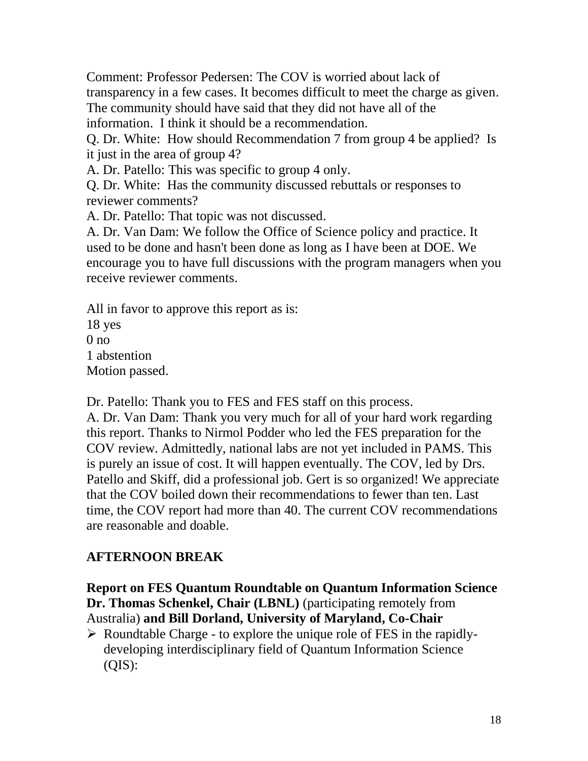Comment: Professor Pedersen: The COV is worried about lack of transparency in a few cases. It becomes difficult to meet the charge as given. The community should have said that they did not have all of the information. I think it should be a recommendation.

Q. Dr. White: How should Recommendation 7 from group 4 be applied? Is it just in the area of group 4?

A. Dr. Patello: This was specific to group 4 only.

Q. Dr. White: Has the community discussed rebuttals or responses to reviewer comments?

A. Dr. Patello: That topic was not discussed.

A. Dr. Van Dam: We follow the Office of Science policy and practice. It used to be done and hasn't been done as long as I have been at DOE. We encourage you to have full discussions with the program managers when you receive reviewer comments.

All in favor to approve this report as is:
18 yes
0 no
1 abstention
Motion passed.

Dr. Patello: Thank you to FES and FES staff on this process.

A. Dr. Van Dam: Thank you very much for all of your hard work regarding this report. Thanks to Nirmol Podder who led the FES preparation for the COV review. Admittedly, national labs are not yet included in PAMS. This is purely an issue of cost. It will happen eventually. The COV, led by Drs. Patello and Skiff, did a professional job. Gert is so organized! We appreciate that the COV boiled down their recommendations to fewer than ten. Last time, the COV report had more than 40. The current COV recommendations are reasonable and doable.

**AFTERNOON BREAK**

**Report on FES Quantum Roundtable on Quantum Information Science Dr. Thomas Schenkel, Chair (LBNL)** (participating remotely from Australia) **and Bill Dorland, University of Maryland, Co-Chair**

- Roundtable Charge - to explore the unique role of FES in the rapidly-developing interdisciplinary field of Quantum Information Science (QIS):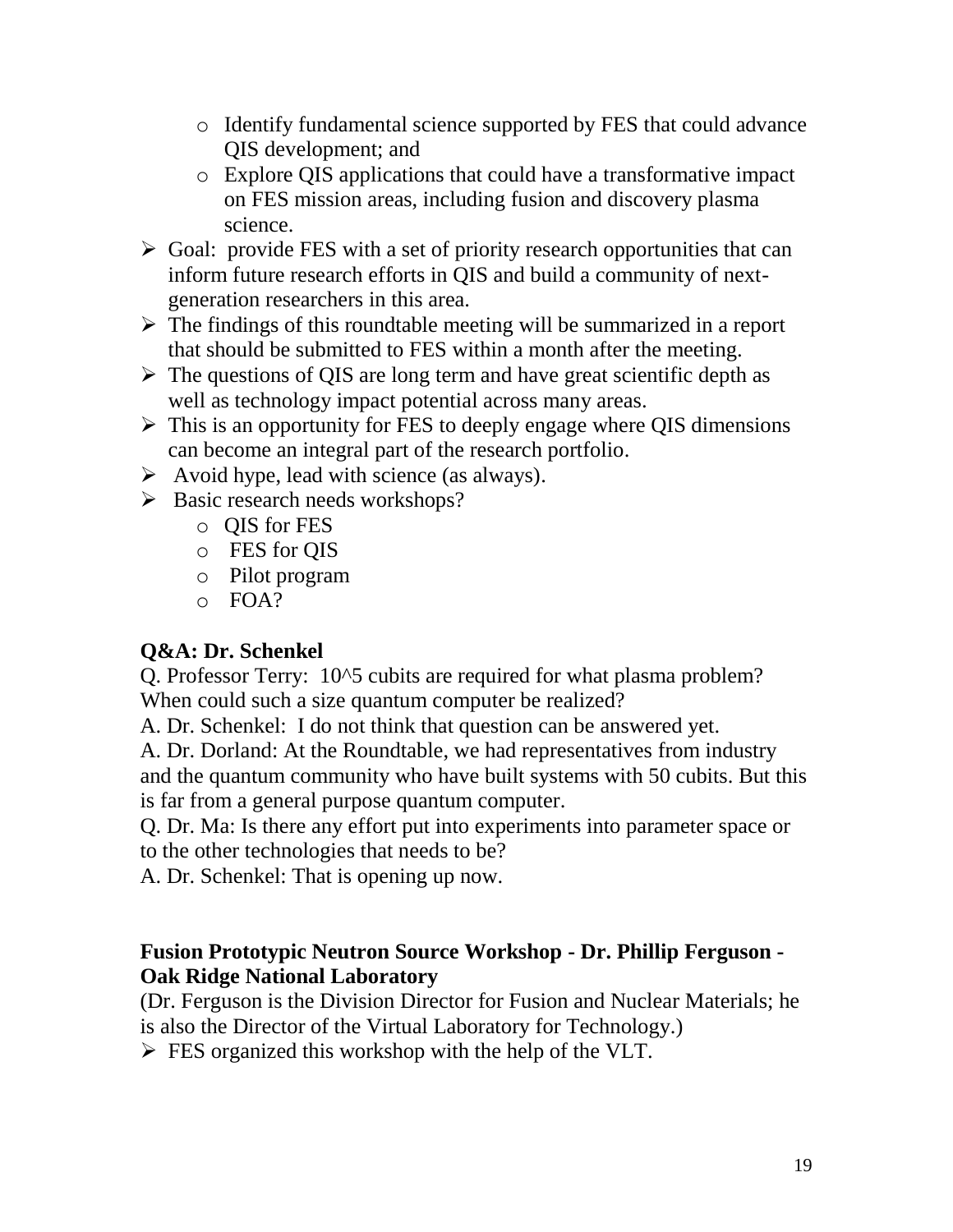- Identify fundamental science supported by FES that could advance QIS development; and
- Explore QIS applications that could have a transformative impact on FES mission areas, including fusion and discovery plasma science.

- Goal: provide FES with a set of priority research opportunities that can inform future research efforts in QIS and build a community of next-generation researchers in this area.
- The findings of this roundtable meeting will be summarized in a report that should be submitted to FES within a month after the meeting.
- The questions of QIS are long term and have great scientific depth as well as technology impact potential across many areas.
- This is an opportunity for FES to deeply engage where QIS dimensions can become an integral part of the research portfolio.
- Avoid hype, lead with science (as always).
- Basic research needs workshops?
  - QIS for FES
  - FES for QIS
  - Pilot program
  - FOA?

**Q&A: Dr. Schenkel**

Q. Professor Terry: 10^5 cubits are required for what plasma problem? When could such a size quantum computer be realized?

A. Dr. Schenkel: I do not think that question can be answered yet.

A. Dr. Dorland: At the Roundtable, we had representatives from industry and the quantum community who have built systems with 50 cubits. But this is far from a general purpose quantum computer.

Q. Dr. Ma: Is there any effort put into experiments into parameter space or to the other technologies that needs to be?

A. Dr. Schenkel: That is opening up now.

**Fusion Prototypic Neutron Source Workshop - Dr. Phillip Ferguson - Oak Ridge National Laboratory**

(Dr. Ferguson is the Division Director for Fusion and Nuclear Materials; he is also the Director of the Virtual Laboratory for Technology.)

- FES organized this workshop with the help of the VLT.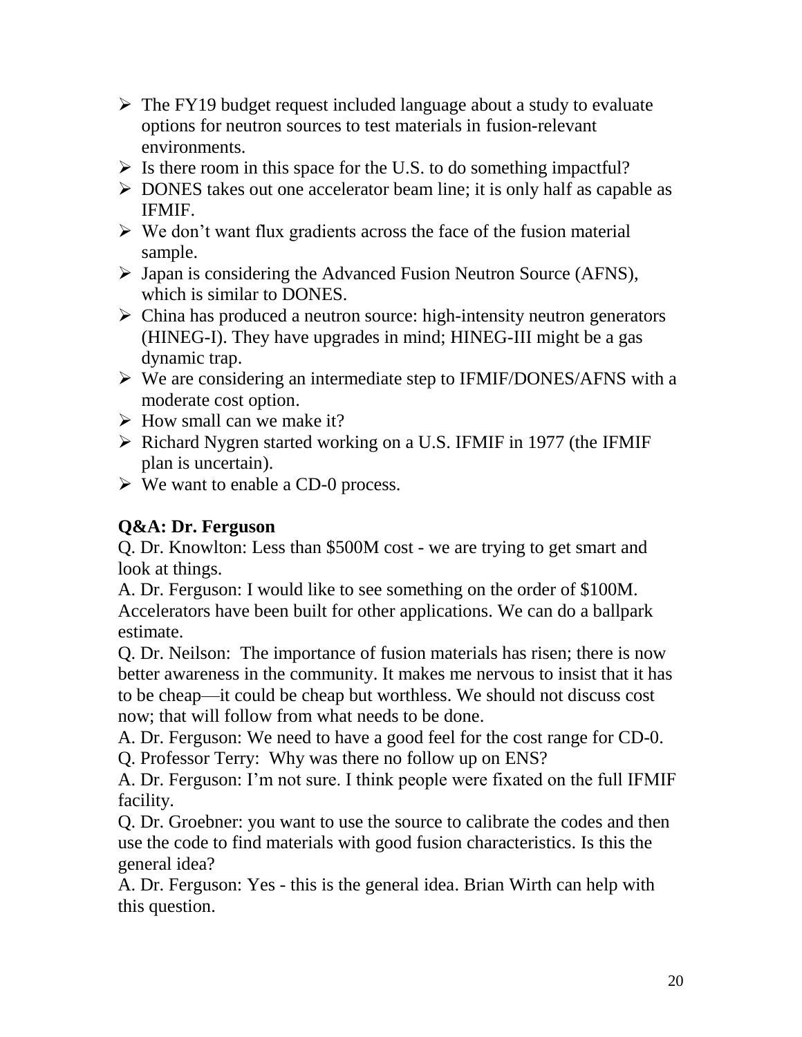- The FY19 budget request included language about a study to evaluate options for neutron sources to test materials in fusion-relevant environments.
- Is there room in this space for the U.S. to do something impactful?
- DONES takes out one accelerator beam line; it is only half as capable as IFMIF.
- We don't want flux gradients across the face of the fusion material sample.
- Japan is considering the Advanced Fusion Neutron Source (AFNS), which is similar to DONES.
- China has produced a neutron source: high-intensity neutron generators (HINEG-I). They have upgrades in mind; HINEG-III might be a gas dynamic trap.
- We are considering an intermediate step to IFMIF/DONES/AFNS with a moderate cost option.
- How small can we make it?
- Richard Nygren started working on a U.S. IFMIF in 1977 (the IFMIF plan is uncertain).
- We want to enable a CD-0 process.

### Q&A: Dr. Ferguson

Q. Dr. Knowlton: Less than $500M cost - we are trying to get smart and look at things.

A. Dr. Ferguson: I would like to see something on the order of $100M. Accelerators have been built for other applications. We can do a ballpark estimate.

Q. Dr. Neilson: The importance of fusion materials has risen; there is now better awareness in the community. It makes me nervous to insist that it has to be cheap—it could be cheap but worthless. We should not discuss cost now; that will follow from what needs to be done.

A. Dr. Ferguson: We need to have a good feel for the cost range for CD-0.

Q. Professor Terry: Why was there no follow up on ENS?

A. Dr. Ferguson: I'm not sure. I think people were fixated on the full IFMIF facility.

Q. Dr. Groebner: you want to use the source to calibrate the codes and then use the code to find materials with good fusion characteristics. Is this the general idea?

A. Dr. Ferguson: Yes - this is the general idea. Brian Wirth can help with this question.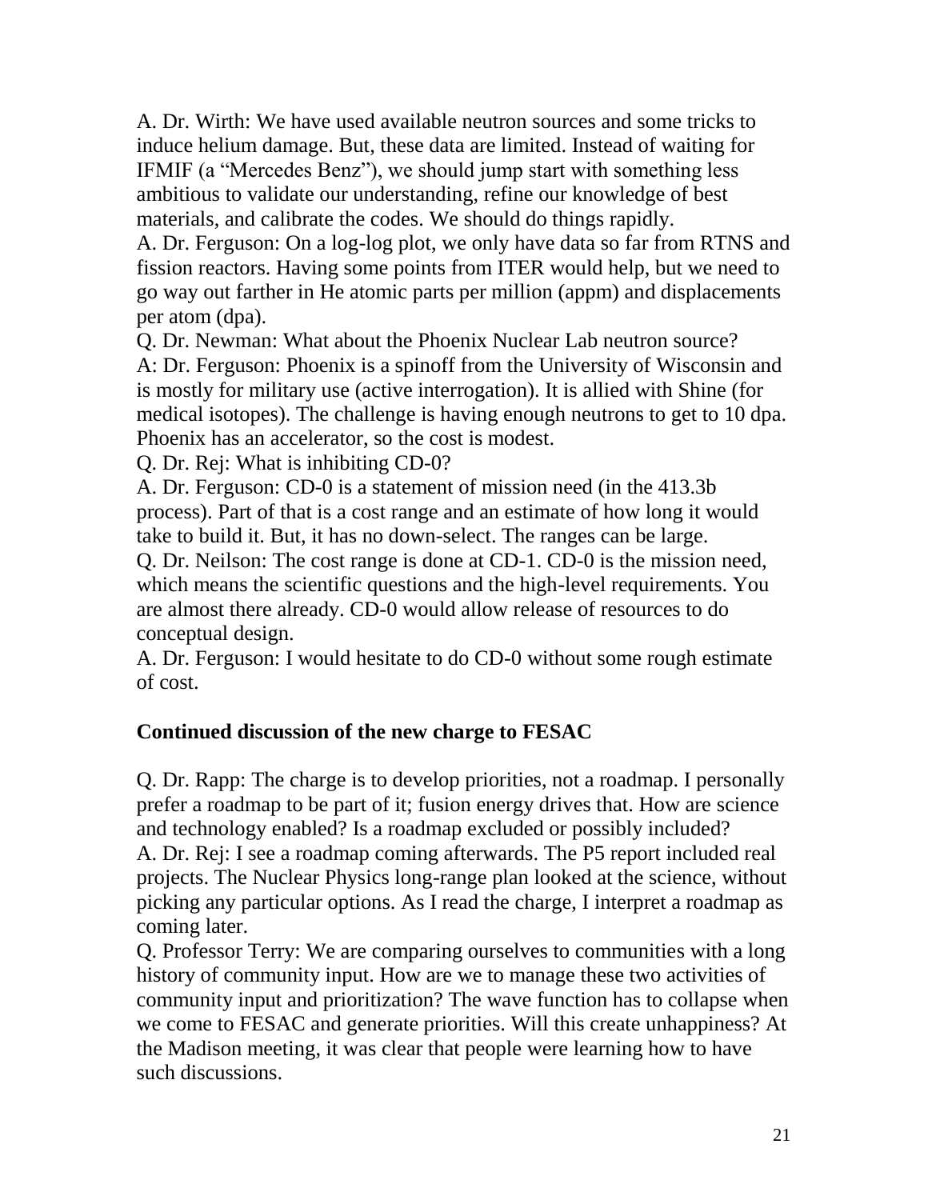A. Dr. Wirth: We have used available neutron sources and some tricks to induce helium damage. But, these data are limited. Instead of waiting for IFMIF (a "Mercedes Benz"), we should jump start with something less ambitious to validate our understanding, refine our knowledge of best materials, and calibrate the codes. We should do things rapidly.

A. Dr. Ferguson: On a log-log plot, we only have data so far from RTNS and fission reactors. Having some points from ITER would help, but we need to go way out farther in He atomic parts per million (appm) and displacements per atom (dpa).

Q. Dr. Newman: What about the Phoenix Nuclear Lab neutron source?

A: Dr. Ferguson: Phoenix is a spinoff from the University of Wisconsin and is mostly for military use (active interrogation). It is allied with Shine (for medical isotopes). The challenge is having enough neutrons to get to 10 dpa. Phoenix has an accelerator, so the cost is modest.

Q. Dr. Rej: What is inhibiting CD-0?

A. Dr. Ferguson: CD-0 is a statement of mission need (in the 413.3b process). Part of that is a cost range and an estimate of how long it would take to build it. But, it has no down-select. The ranges can be large.

Q. Dr. Neilson: The cost range is done at CD-1. CD-0 is the mission need, which means the scientific questions and the high-level requirements. You are almost there already. CD-0 would allow release of resources to do conceptual design.

A. Dr. Ferguson: I would hesitate to do CD-0 without some rough estimate of cost.

## Continued discussion of the new charge to FESAC

Q. Dr. Rapp: The charge is to develop priorities, not a roadmap. I personally prefer a roadmap to be part of it; fusion energy drives that. How are science and technology enabled? Is a roadmap excluded or possibly included?

A. Dr. Rej: I see a roadmap coming afterwards. The P5 report included real projects. The Nuclear Physics long-range plan looked at the science, without picking any particular options. As I read the charge, I interpret a roadmap as coming later.

Q. Professor Terry: We are comparing ourselves to communities with a long history of community input. How are we to manage these two activities of community input and prioritization? The wave function has to collapse when we come to FESAC and generate priorities. Will this create unhappiness? At the Madison meeting, it was clear that people were learning how to have such discussions.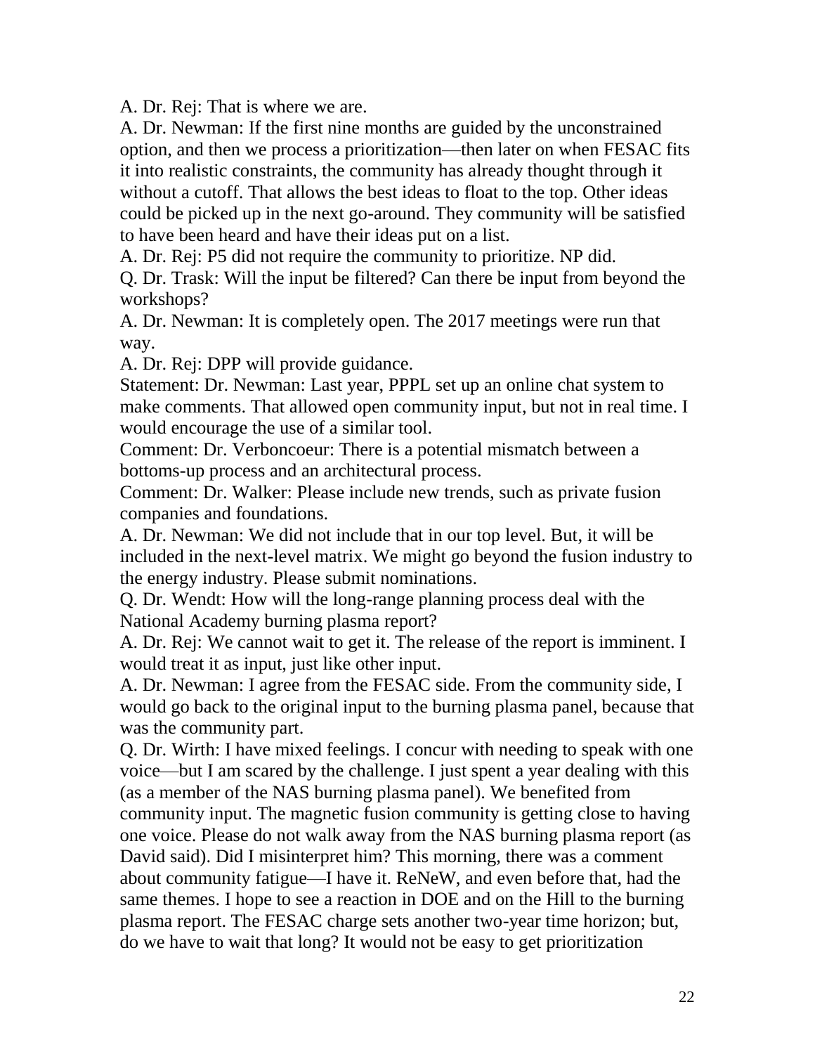A. Dr. Rej: That is where we are.

A. Dr. Newman: If the first nine months are guided by the unconstrained option, and then we process a prioritization—then later on when FESAC fits it into realistic constraints, the community has already thought through it without a cutoff. That allows the best ideas to float to the top. Other ideas could be picked up in the next go-around. They community will be satisfied to have been heard and have their ideas put on a list.

A. Dr. Rej: P5 did not require the community to prioritize. NP did.

Q. Dr. Trask: Will the input be filtered? Can there be input from beyond the workshops?

A. Dr. Newman: It is completely open. The 2017 meetings were run that way.

A. Dr. Rej: DPP will provide guidance.

Statement: Dr. Newman: Last year, PPPL set up an online chat system to make comments. That allowed open community input, but not in real time. I would encourage the use of a similar tool.

Comment: Dr. Verboncoeur: There is a potential mismatch between a bottoms-up process and an architectural process.

Comment: Dr. Walker: Please include new trends, such as private fusion companies and foundations.

A. Dr. Newman: We did not include that in our top level. But, it will be included in the next-level matrix. We might go beyond the fusion industry to the energy industry. Please submit nominations.

Q. Dr. Wendt: How will the long-range planning process deal with the National Academy burning plasma report?

A. Dr. Rej: We cannot wait to get it. The release of the report is imminent. I would treat it as input, just like other input.

A. Dr. Newman: I agree from the FESAC side. From the community side, I would go back to the original input to the burning plasma panel, because that was the community part.

Q. Dr. Wirth: I have mixed feelings. I concur with needing to speak with one voice—but I am scared by the challenge. I just spent a year dealing with this (as a member of the NAS burning plasma panel). We benefited from community input. The magnetic fusion community is getting close to having one voice. Please do not walk away from the NAS burning plasma report (as David said). Did I misinterpret him? This morning, there was a comment about community fatigue—I have it. ReNeW, and even before that, had the same themes. I hope to see a reaction in DOE and on the Hill to the burning plasma report. The FESAC charge sets another two-year time horizon; but, do we have to wait that long? It would not be easy to get prioritization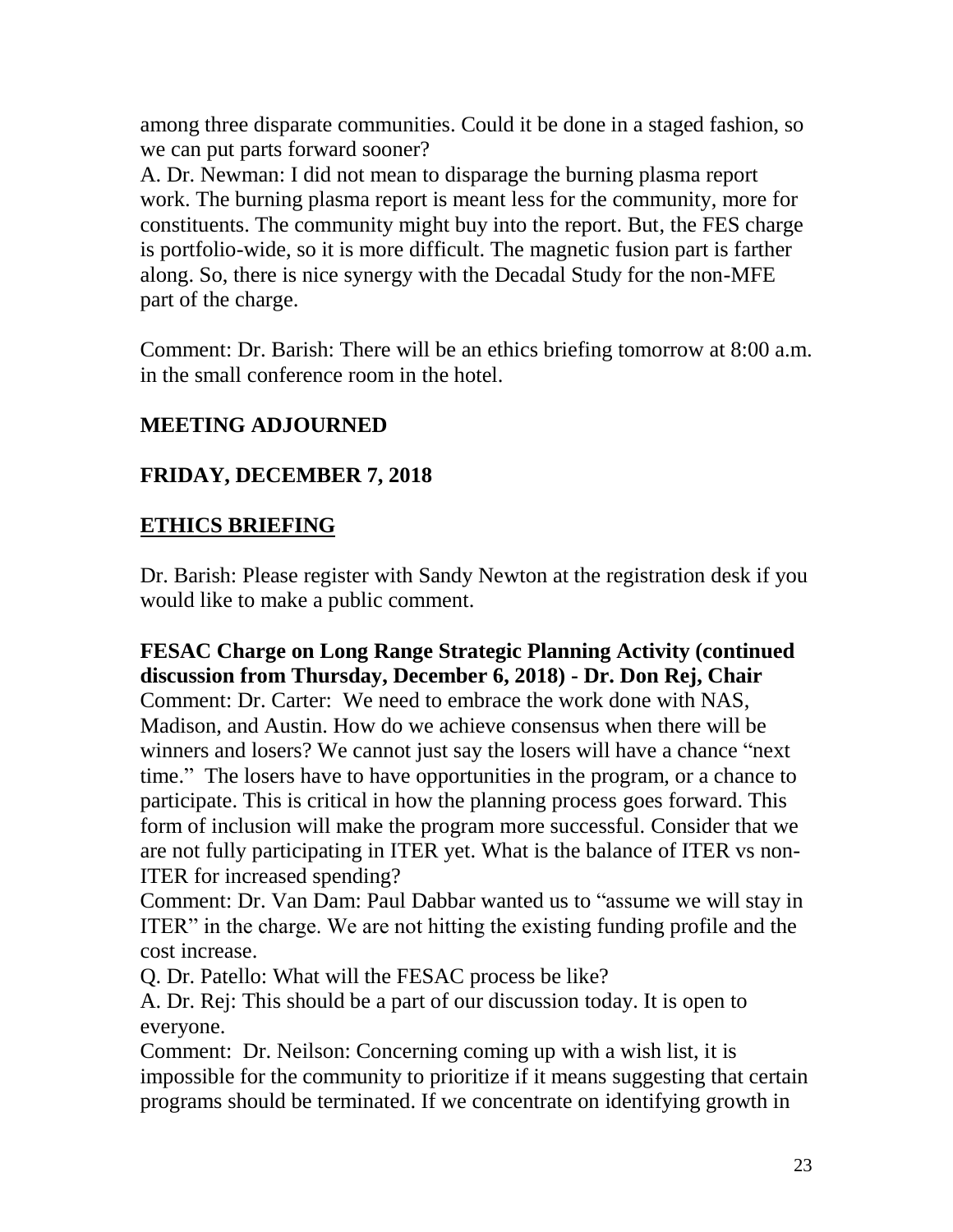among three disparate communities. Could it be done in a staged fashion, so we can put parts forward sooner?

A. Dr. Newman: I did not mean to disparage the burning plasma report work. The burning plasma report is meant less for the community, more for constituents. The community might buy into the report. But, the FES charge is portfolio-wide, so it is more difficult. The magnetic fusion part is farther along. So, there is nice synergy with the Decadal Study for the non-MFE part of the charge.

Comment: Dr. Barish: There will be an ethics briefing tomorrow at 8:00 a.m. in the small conference room in the hotel.

**MEETING ADJOURNED**

**FRIDAY, DECEMBER 7, 2018**

**<u>ETHICS BRIEFING</u>**

Dr. Barish: Please register with Sandy Newton at the registration desk if you would like to make a public comment.

**FESAC Charge on Long Range Strategic Planning Activity (continued discussion from Thursday, December 6, 2018) - Dr. Don Rej, Chair**

Comment: Dr. Carter: We need to embrace the work done with NAS, Madison, and Austin. How do we achieve consensus when there will be winners and losers? We cannot just say the losers will have a chance "next time." The losers have to have opportunities in the program, or a chance to participate. This is critical in how the planning process goes forward. This form of inclusion will make the program more successful. Consider that we are not fully participating in ITER yet. What is the balance of ITER vs non-ITER for increased spending?

Comment: Dr. Van Dam: Paul Dabbar wanted us to "assume we will stay in ITER" in the charge. We are not hitting the existing funding profile and the cost increase.

Q. Dr. Patello: What will the FESAC process be like?

A. Dr. Rej: This should be a part of our discussion today. It is open to everyone.

Comment: Dr. Neilson: Concerning coming up with a wish list, it is impossible for the community to prioritize if it means suggesting that certain programs should be terminated. If we concentrate on identifying growth in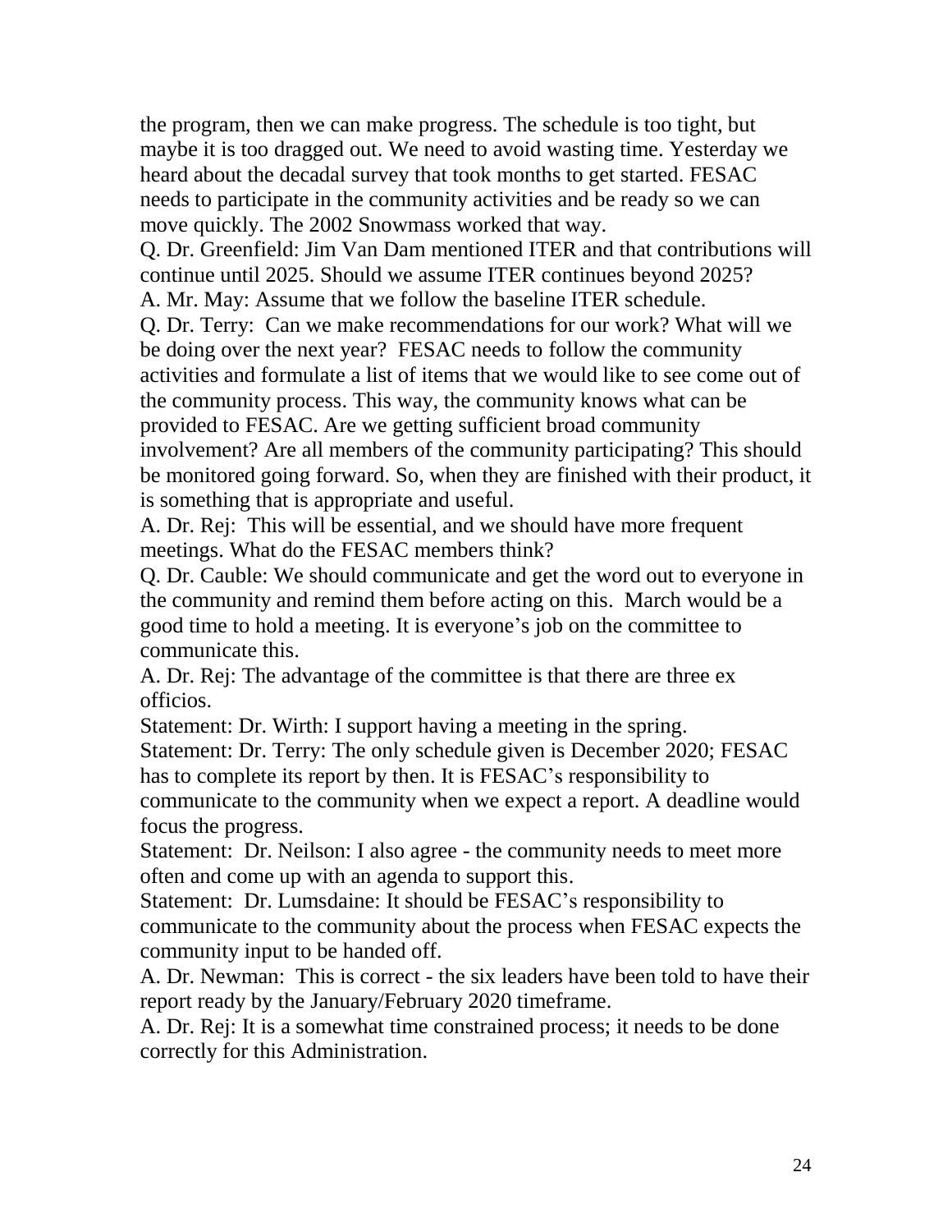the program, then we can make progress. The schedule is too tight, but maybe it is too dragged out. We need to avoid wasting time. Yesterday we heard about the decadal survey that took months to get started. FESAC needs to participate in the community activities and be ready so we can move quickly. The 2002 Snowmass worked that way.

Q. Dr. Greenfield: Jim Van Dam mentioned ITER and that contributions will continue until 2025. Should we assume ITER continues beyond 2025?

A. Mr. May: Assume that we follow the baseline ITER schedule.

Q. Dr. Terry: Can we make recommendations for our work? What will we be doing over the next year? FESAC needs to follow the community activities and formulate a list of items that we would like to see come out of the community process. This way, the community knows what can be provided to FESAC. Are we getting sufficient broad community involvement? Are all members of the community participating? This should be monitored going forward. So, when they are finished with their product, it is something that is appropriate and useful.

A. Dr. Rej: This will be essential, and we should have more frequent meetings. What do the FESAC members think?

Q. Dr. Cauble: We should communicate and get the word out to everyone in the community and remind them before acting on this. March would be a good time to hold a meeting. It is everyone's job on the committee to communicate this.

A. Dr. Rej: The advantage of the committee is that there are three ex officios.

Statement: Dr. Wirth: I support having a meeting in the spring.

Statement: Dr. Terry: The only schedule given is December 2020; FESAC has to complete its report by then. It is FESAC's responsibility to communicate to the community when we expect a report. A deadline would focus the progress.

Statement: Dr. Neilson: I also agree - the community needs to meet more often and come up with an agenda to support this.

Statement: Dr. Lumsdaine: It should be FESAC's responsibility to communicate to the community about the process when FESAC expects the community input to be handed off.

A. Dr. Newman: This is correct - the six leaders have been told to have their report ready by the January/February 2020 timeframe.

A. Dr. Rej: It is a somewhat time constrained process; it needs to be done correctly for this Administration.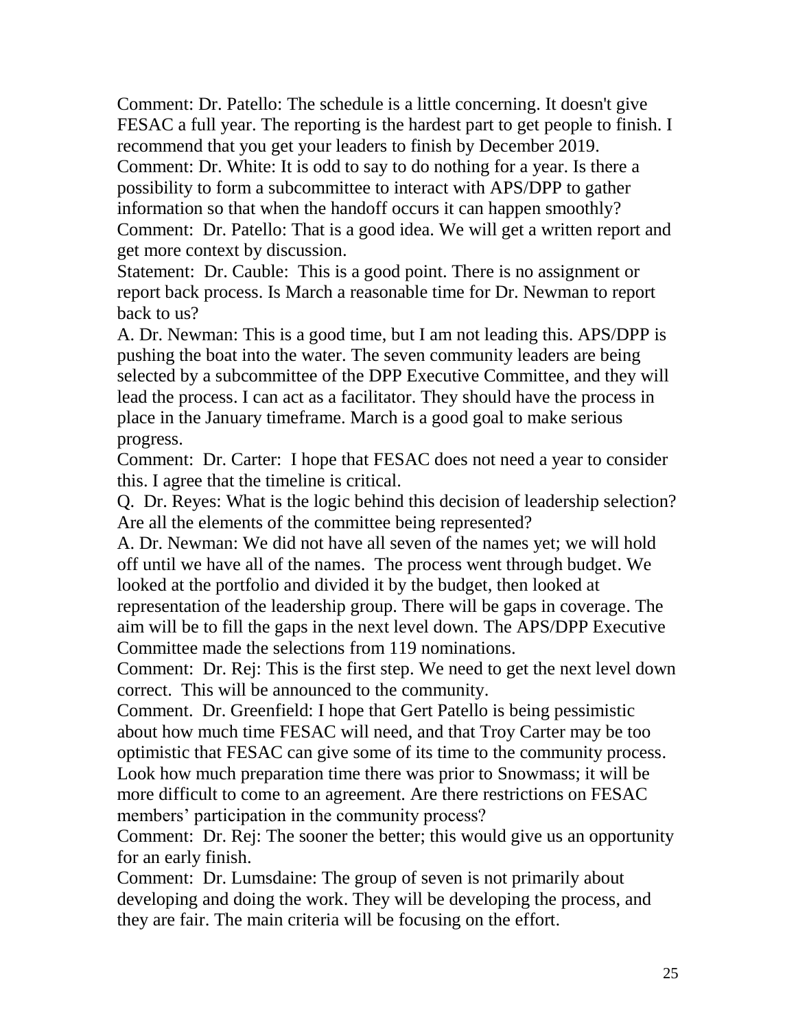Comment: Dr. Patello: The schedule is a little concerning. It doesn't give FESAC a full year. The reporting is the hardest part to get people to finish. I recommend that you get your leaders to finish by December 2019.

Comment: Dr. White: It is odd to say to do nothing for a year. Is there a possibility to form a subcommittee to interact with APS/DPP to gather information so that when the handoff occurs it can happen smoothly?

Comment: Dr. Patello: That is a good idea. We will get a written report and get more context by discussion.

Statement: Dr. Cauble: This is a good point. There is no assignment or report back process. Is March a reasonable time for Dr. Newman to report back to us?

A. Dr. Newman: This is a good time, but I am not leading this. APS/DPP is pushing the boat into the water. The seven community leaders are being selected by a subcommittee of the DPP Executive Committee, and they will lead the process. I can act as a facilitator. They should have the process in place in the January timeframe. March is a good goal to make serious progress.

Comment: Dr. Carter: I hope that FESAC does not need a year to consider this. I agree that the timeline is critical.

Q. Dr. Reyes: What is the logic behind this decision of leadership selection? Are all the elements of the committee being represented?

A. Dr. Newman: We did not have all seven of the names yet; we will hold off until we have all of the names. The process went through budget. We looked at the portfolio and divided it by the budget, then looked at representation of the leadership group. There will be gaps in coverage. The aim will be to fill the gaps in the next level down. The APS/DPP Executive Committee made the selections from 119 nominations.

Comment: Dr. Rej: This is the first step. We need to get the next level down correct. This will be announced to the community.

Comment. Dr. Greenfield: I hope that Gert Patello is being pessimistic about how much time FESAC will need, and that Troy Carter may be too optimistic that FESAC can give some of its time to the community process. Look how much preparation time there was prior to Snowmass; it will be more difficult to come to an agreement. Are there restrictions on FESAC members' participation in the community process?

Comment: Dr. Rej: The sooner the better; this would give us an opportunity for an early finish.

Comment: Dr. Lumsdaine: The group of seven is not primarily about developing and doing the work. They will be developing the process, and they are fair. The main criteria will be focusing on the effort.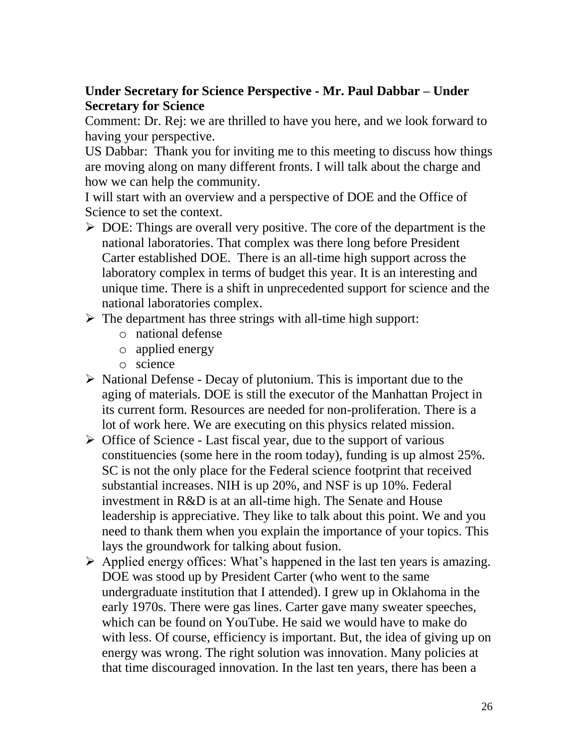**Under Secretary for Science Perspective - Mr. Paul Dabbar – Under Secretary for Science**

Comment: Dr. Rej: we are thrilled to have you here, and we look forward to having your perspective.

US Dabbar: Thank you for inviting me to this meeting to discuss how things are moving along on many different fronts. I will talk about the charge and how we can help the community.

I will start with an overview and a perspective of DOE and the Office of Science to set the context.

- DOE: Things are overall very positive. The core of the department is the national laboratories. That complex was there long before President Carter established DOE. There is an all-time high support across the laboratory complex in terms of budget this year. It is an interesting and unique time. There is a shift in unprecedented support for science and the national laboratories complex.
- The department has three strings with all-time high support:
  - national defense
  - applied energy
  - science
- National Defense - Decay of plutonium. This is important due to the aging of materials. DOE is still the executor of the Manhattan Project in its current form. Resources are needed for non-proliferation. There is a lot of work here. We are executing on this physics related mission.
- Office of Science - Last fiscal year, due to the support of various constituencies (some here in the room today), funding is up almost 25%. SC is not the only place for the Federal science footprint that received substantial increases. NIH is up 20%, and NSF is up 10%. Federal investment in R&D is at an all-time high. The Senate and House leadership is appreciative. They like to talk about this point. We and you need to thank them when you explain the importance of your topics. This lays the groundwork for talking about fusion.
- Applied energy offices: What's happened in the last ten years is amazing. DOE was stood up by President Carter (who went to the same undergraduate institution that I attended). I grew up in Oklahoma in the early 1970s. There were gas lines. Carter gave many sweater speeches, which can be found on YouTube. He said we would have to make do with less. Of course, efficiency is important. But, the idea of giving up on energy was wrong. The right solution was innovation. Many policies at that time discouraged innovation. In the last ten years, there has been a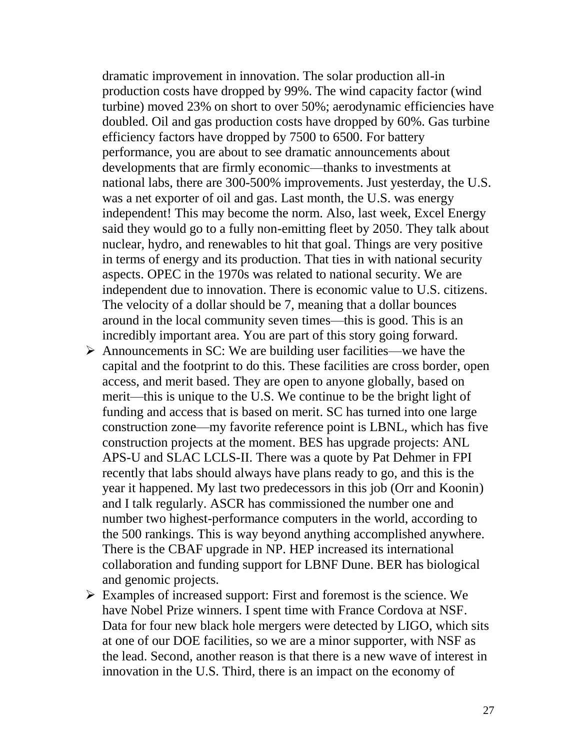dramatic improvement in innovation. The solar production all-in production costs have dropped by 99%. The wind capacity factor (wind turbine) moved 23% on short to over 50%; aerodynamic efficiencies have doubled. Oil and gas production costs have dropped by 60%. Gas turbine efficiency factors have dropped by 7500 to 6500. For battery performance, you are about to see dramatic announcements about developments that are firmly economic—thanks to investments at national labs, there are 300-500% improvements. Just yesterday, the U.S. was a net exporter of oil and gas. Last month, the U.S. was energy independent! This may become the norm. Also, last week, Excel Energy said they would go to a fully non-emitting fleet by 2050. They talk about nuclear, hydro, and renewables to hit that goal. Things are very positive in terms of energy and its production. That ties in with national security aspects. OPEC in the 1970s was related to national security. We are independent due to innovation. There is economic value to U.S. citizens. The velocity of a dollar should be 7, meaning that a dollar bounces around in the local community seven times—this is good. This is an incredibly important area. You are part of this story going forward.

- Announcements in SC: We are building user facilities—we have the capital and the footprint to do this. These facilities are cross border, open access, and merit based. They are open to anyone globally, based on merit—this is unique to the U.S. We continue to be the bright light of funding and access that is based on merit. SC has turned into one large construction zone—my favorite reference point is LBNL, which has five construction projects at the moment. BES has upgrade projects: ANL APS-U and SLAC LCLS-II. There was a quote by Pat Dehmer in FPI recently that labs should always have plans ready to go, and this is the year it happened. My last two predecessors in this job (Orr and Koonin) and I talk regularly. ASCR has commissioned the number one and number two highest-performance computers in the world, according to the 500 rankings. This is way beyond anything accomplished anywhere. There is the CBAF upgrade in NP. HEP increased its international collaboration and funding support for LBNF Dune. BER has biological and genomic projects.
- Examples of increased support: First and foremost is the science. We have Nobel Prize winners. I spent time with France Cordova at NSF. Data for four new black hole mergers were detected by LIGO, which sits at one of our DOE facilities, so we are a minor supporter, with NSF as the lead. Second, another reason is that there is a new wave of interest in innovation in the U.S. Third, there is an impact on the economy of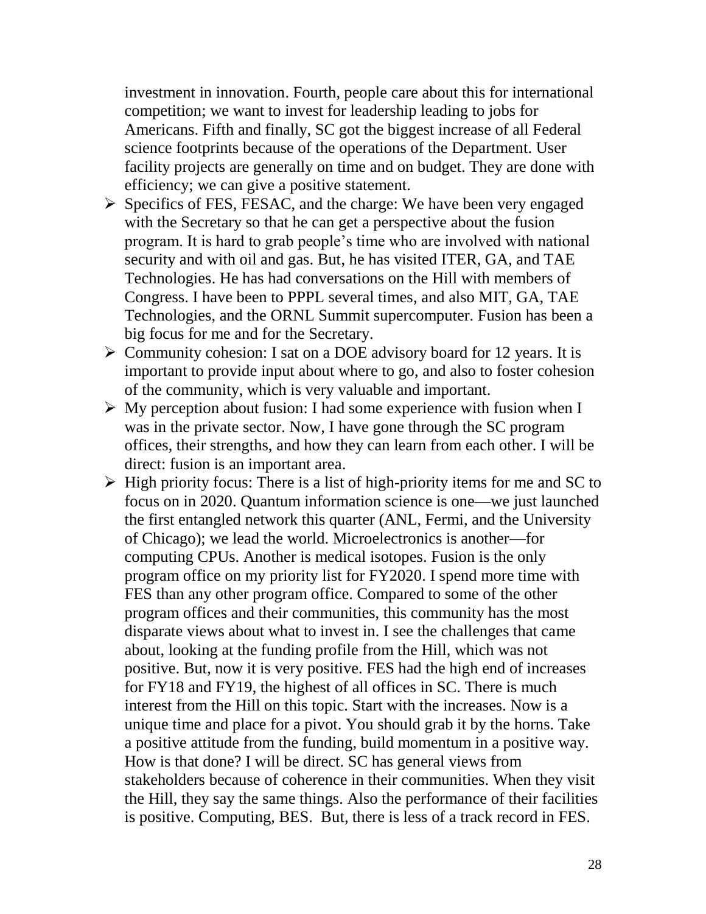investment in innovation. Fourth, people care about this for international competition; we want to invest for leadership leading to jobs for Americans. Fifth and finally, SC got the biggest increase of all Federal science footprints because of the operations of the Department. User facility projects are generally on time and on budget. They are done with efficiency; we can give a positive statement.

- Specifics of FES, FESAC, and the charge: We have been very engaged with the Secretary so that he can get a perspective about the fusion program. It is hard to grab people's time who are involved with national security and with oil and gas. But, he has visited ITER, GA, and TAE Technologies. He has had conversations on the Hill with members of Congress. I have been to PPPL several times, and also MIT, GA, TAE Technologies, and the ORNL Summit supercomputer. Fusion has been a big focus for me and for the Secretary.
- Community cohesion: I sat on a DOE advisory board for 12 years. It is important to provide input about where to go, and also to foster cohesion of the community, which is very valuable and important.
- My perception about fusion: I had some experience with fusion when I was in the private sector. Now, I have gone through the SC program offices, their strengths, and how they can learn from each other. I will be direct: fusion is an important area.
- High priority focus: There is a list of high-priority items for me and SC to focus on in 2020. Quantum information science is one—we just launched the first entangled network this quarter (ANL, Fermi, and the University of Chicago); we lead the world. Microelectronics is another—for computing CPUs. Another is medical isotopes. Fusion is the only program office on my priority list for FY2020. I spend more time with FES than any other program office. Compared to some of the other program offices and their communities, this community has the most disparate views about what to invest in. I see the challenges that came about, looking at the funding profile from the Hill, which was not positive. But, now it is very positive. FES had the high end of increases for FY18 and FY19, the highest of all offices in SC. There is much interest from the Hill on this topic. Start with the increases. Now is a unique time and place for a pivot. You should grab it by the horns. Take a positive attitude from the funding, build momentum in a positive way. How is that done? I will be direct. SC has general views from stakeholders because of coherence in their communities. When they visit the Hill, they say the same things. Also the performance of their facilities is positive. Computing, BES. But, there is less of a track record in FES.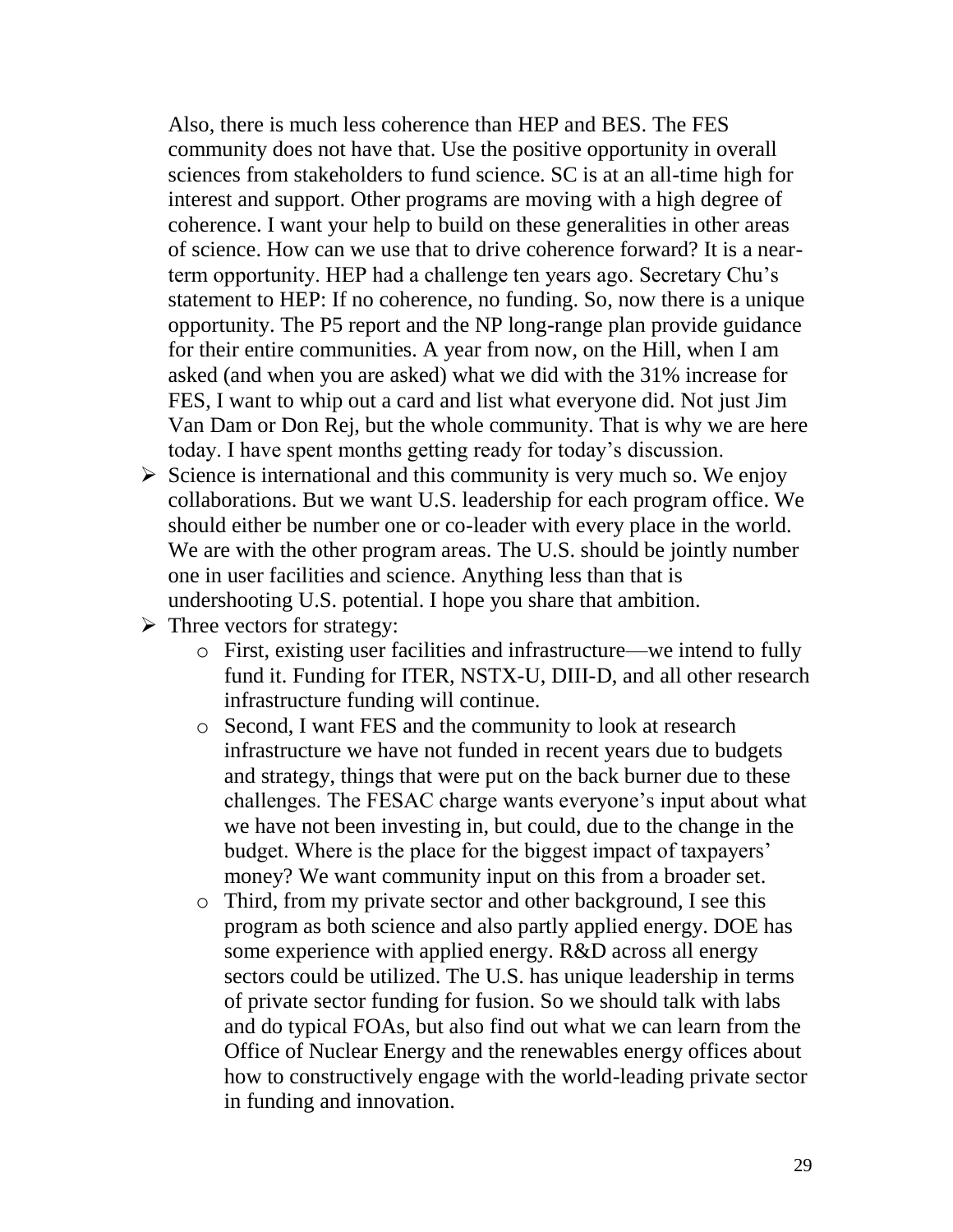Also, there is much less coherence than HEP and BES. The FES community does not have that. Use the positive opportunity in overall sciences from stakeholders to fund science. SC is at an all-time high for interest and support. Other programs are moving with a high degree of coherence. I want your help to build on these generalities in other areas of science. How can we use that to drive coherence forward? It is a near-term opportunity. HEP had a challenge ten years ago. Secretary Chu's statement to HEP: If no coherence, no funding. So, now there is a unique opportunity. The P5 report and the NP long-range plan provide guidance for their entire communities. A year from now, on the Hill, when I am asked (and when you are asked) what we did with the 31% increase for FES, I want to whip out a card and list what everyone did. Not just Jim Van Dam or Don Rej, but the whole community. That is why we are here today. I have spent months getting ready for today's discussion.

- Science is international and this community is very much so. We enjoy collaborations. But we want U.S. leadership for each program office. We should either be number one or co-leader with every place in the world. We are with the other program areas. The U.S. should be jointly number one in user facilities and science. Anything less than that is undershooting U.S. potential. I hope you share that ambition.
- Three vectors for strategy:
  - First, existing user facilities and infrastructure—we intend to fully fund it. Funding for ITER, NSTX-U, DIII-D, and all other research infrastructure funding will continue.
  - Second, I want FES and the community to look at research infrastructure we have not funded in recent years due to budgets and strategy, things that were put on the back burner due to these challenges. The FESAC charge wants everyone's input about what we have not been investing in, but could, due to the change in the budget. Where is the place for the biggest impact of taxpayers' money? We want community input on this from a broader set.
  - Third, from my private sector and other background, I see this program as both science and also partly applied energy. DOE has some experience with applied energy. R&D across all energy sectors could be utilized. The U.S. has unique leadership in terms of private sector funding for fusion. So we should talk with labs and do typical FOAs, but also find out what we can learn from the Office of Nuclear Energy and the renewables energy offices about how to constructively engage with the world-leading private sector in funding and innovation.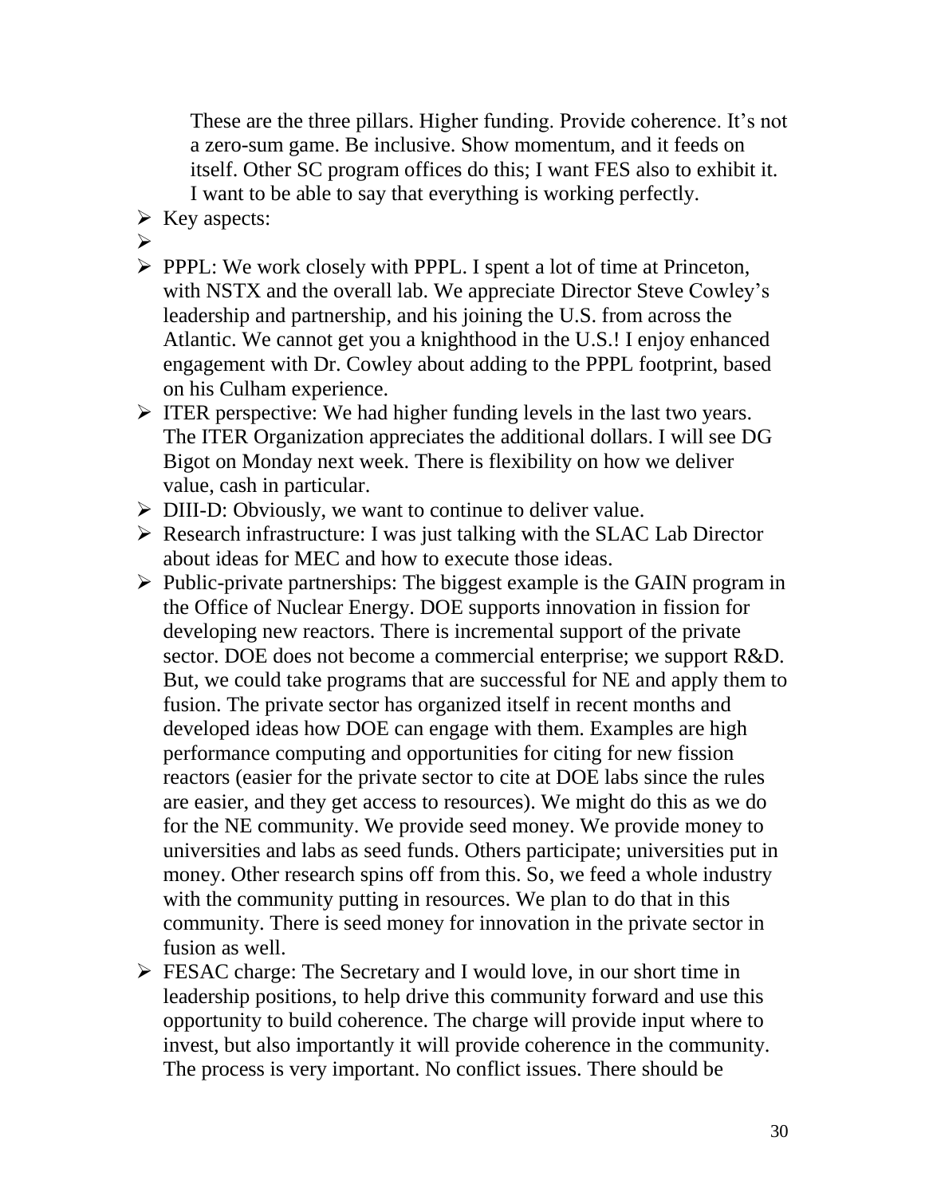These are the three pillars. Higher funding. Provide coherence. It's not a zero-sum game. Be inclusive. Show momentum, and it feeds on itself. Other SC program offices do this; I want FES also to exhibit it. I want to be able to say that everything is working perfectly.

- Key aspects:
- 
- PPPL: We work closely with PPPL. I spent a lot of time at Princeton, with NSTX and the overall lab. We appreciate Director Steve Cowley's leadership and partnership, and his joining the U.S. from across the Atlantic. We cannot get you a knighthood in the U.S.! I enjoy enhanced engagement with Dr. Cowley about adding to the PPPL footprint, based on his Culham experience.
- ITER perspective: We had higher funding levels in the last two years. The ITER Organization appreciates the additional dollars. I will see DG Bigot on Monday next week. There is flexibility on how we deliver value, cash in particular.
- DIII-D: Obviously, we want to continue to deliver value.
- Research infrastructure: I was just talking with the SLAC Lab Director about ideas for MEC and how to execute those ideas.
- Public-private partnerships: The biggest example is the GAIN program in the Office of Nuclear Energy. DOE supports innovation in fission for developing new reactors. There is incremental support of the private sector. DOE does not become a commercial enterprise; we support R&D. But, we could take programs that are successful for NE and apply them to fusion. The private sector has organized itself in recent months and developed ideas how DOE can engage with them. Examples are high performance computing and opportunities for citing for new fission reactors (easier for the private sector to cite at DOE labs since the rules are easier, and they get access to resources). We might do this as we do for the NE community. We provide seed money. We provide money to universities and labs as seed funds. Others participate; universities put in money. Other research spins off from this. So, we feed a whole industry with the community putting in resources. We plan to do that in this community. There is seed money for innovation in the private sector in fusion as well.
- FESAC charge: The Secretary and I would love, in our short time in leadership positions, to help drive this community forward and use this opportunity to build coherence. The charge will provide input where to invest, but also importantly it will provide coherence in the community. The process is very important. No conflict issues. There should be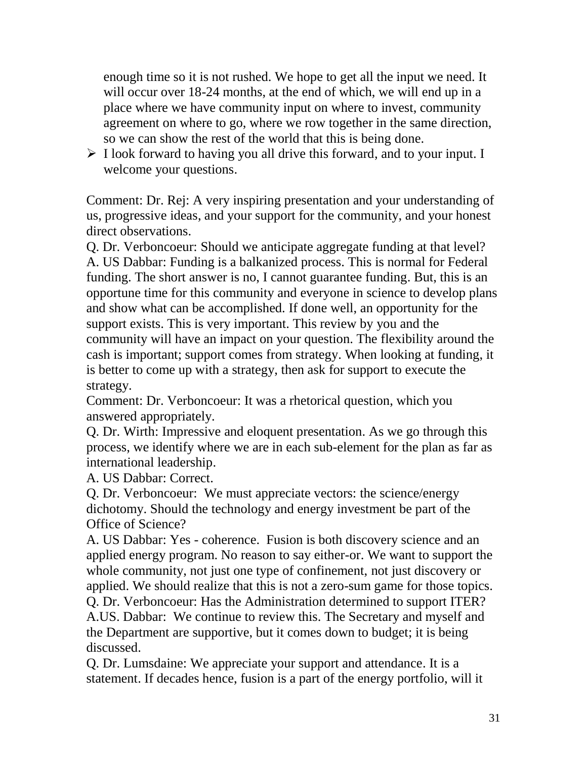enough time so it is not rushed. We hope to get all the input we need. It will occur over 18-24 months, at the end of which, we will end up in a place where we have community input on where to invest, community agreement on where to go, where we row together in the same direction, so we can show the rest of the world that this is being done.

- I look forward to having you all drive this forward, and to your input. I welcome your questions.

Comment: Dr. Rej: A very inspiring presentation and your understanding of us, progressive ideas, and your support for the community, and your honest direct observations.

Q. Dr. Verboncoeur: Should we anticipate aggregate funding at that level?

A. US Dabbar: Funding is a balkanized process. This is normal for Federal funding. The short answer is no, I cannot guarantee funding. But, this is an opportune time for this community and everyone in science to develop plans and show what can be accomplished. If done well, an opportunity for the support exists. This is very important. This review by you and the community will have an impact on your question. The flexibility around the cash is important; support comes from strategy. When looking at funding, it is better to come up with a strategy, then ask for support to execute the strategy.

Comment: Dr. Verboncoeur: It was a rhetorical question, which you answered appropriately.

Q. Dr. Wirth: Impressive and eloquent presentation. As we go through this process, we identify where we are in each sub-element for the plan as far as international leadership.

A. US Dabbar: Correct.

Q. Dr. Verboncoeur: We must appreciate vectors: the science/energy dichotomy. Should the technology and energy investment be part of the Office of Science?

A. US Dabbar: Yes - coherence. Fusion is both discovery science and an applied energy program. No reason to say either-or. We want to support the whole community, not just one type of confinement, not just discovery or applied. We should realize that this is not a zero-sum game for those topics.

Q. Dr. Verboncoeur: Has the Administration determined to support ITER?

A.US. Dabbar: We continue to review this. The Secretary and myself and the Department are supportive, but it comes down to budget; it is being discussed.

Q. Dr. Lumsdaine: We appreciate your support and attendance. It is a statement. If decades hence, fusion is a part of the energy portfolio, will it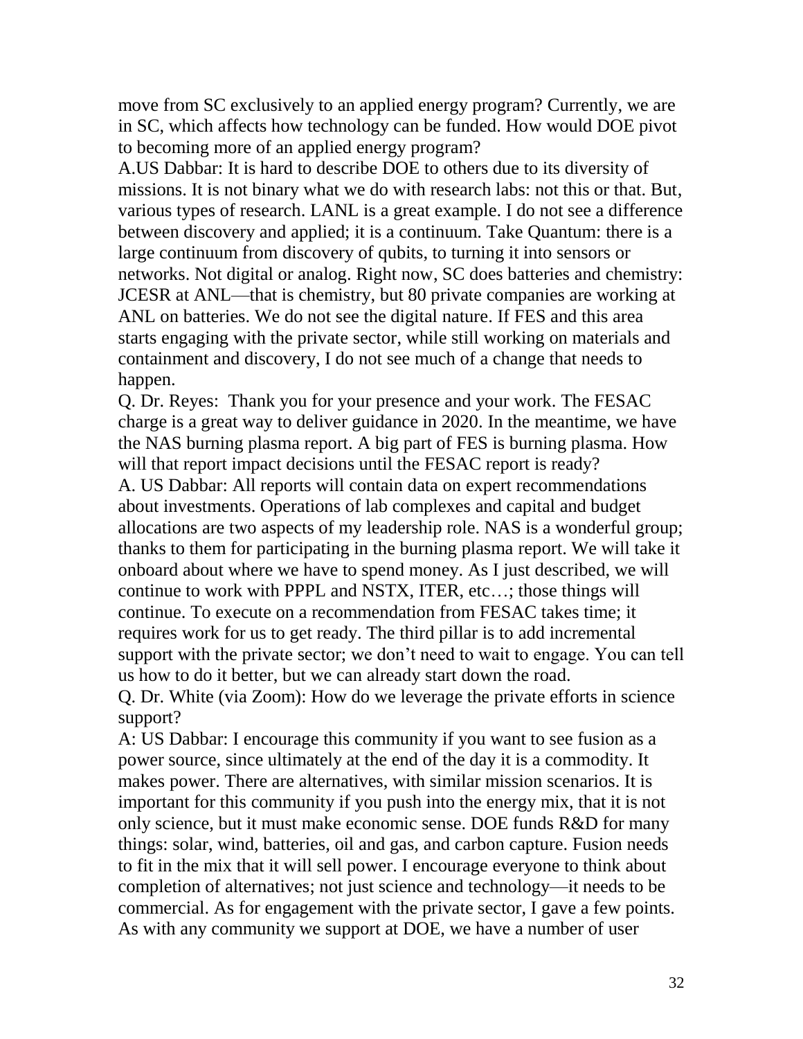move from SC exclusively to an applied energy program? Currently, we are in SC, which affects how technology can be funded. How would DOE pivot to becoming more of an applied energy program?

A.US Dabbar: It is hard to describe DOE to others due to its diversity of missions. It is not binary what we do with research labs: not this or that. But, various types of research. LANL is a great example. I do not see a difference between discovery and applied; it is a continuum. Take Quantum: there is a large continuum from discovery of qubits, to turning it into sensors or networks. Not digital or analog. Right now, SC does batteries and chemistry: JCESR at ANL—that is chemistry, but 80 private companies are working at ANL on batteries. We do not see the digital nature. If FES and this area starts engaging with the private sector, while still working on materials and containment and discovery, I do not see much of a change that needs to happen.

Q. Dr. Reyes: Thank you for your presence and your work. The FESAC charge is a great way to deliver guidance in 2020. In the meantime, we have the NAS burning plasma report. A big part of FES is burning plasma. How will that report impact decisions until the FESAC report is ready?

A. US Dabbar: All reports will contain data on expert recommendations about investments. Operations of lab complexes and capital and budget allocations are two aspects of my leadership role. NAS is a wonderful group; thanks to them for participating in the burning plasma report. We will take it onboard about where we have to spend money. As I just described, we will continue to work with PPPL and NSTX, ITER, etc…; those things will continue. To execute on a recommendation from FESAC takes time; it requires work for us to get ready. The third pillar is to add incremental support with the private sector; we don't need to wait to engage. You can tell us how to do it better, but we can already start down the road.

Q. Dr. White (via Zoom): How do we leverage the private efforts in science support?

A: US Dabbar: I encourage this community if you want to see fusion as a power source, since ultimately at the end of the day it is a commodity. It makes power. There are alternatives, with similar mission scenarios. It is important for this community if you push into the energy mix, that it is not only science, but it must make economic sense. DOE funds R&D for many things: solar, wind, batteries, oil and gas, and carbon capture. Fusion needs to fit in the mix that it will sell power. I encourage everyone to think about completion of alternatives; not just science and technology—it needs to be commercial. As for engagement with the private sector, I gave a few points. As with any community we support at DOE, we have a number of user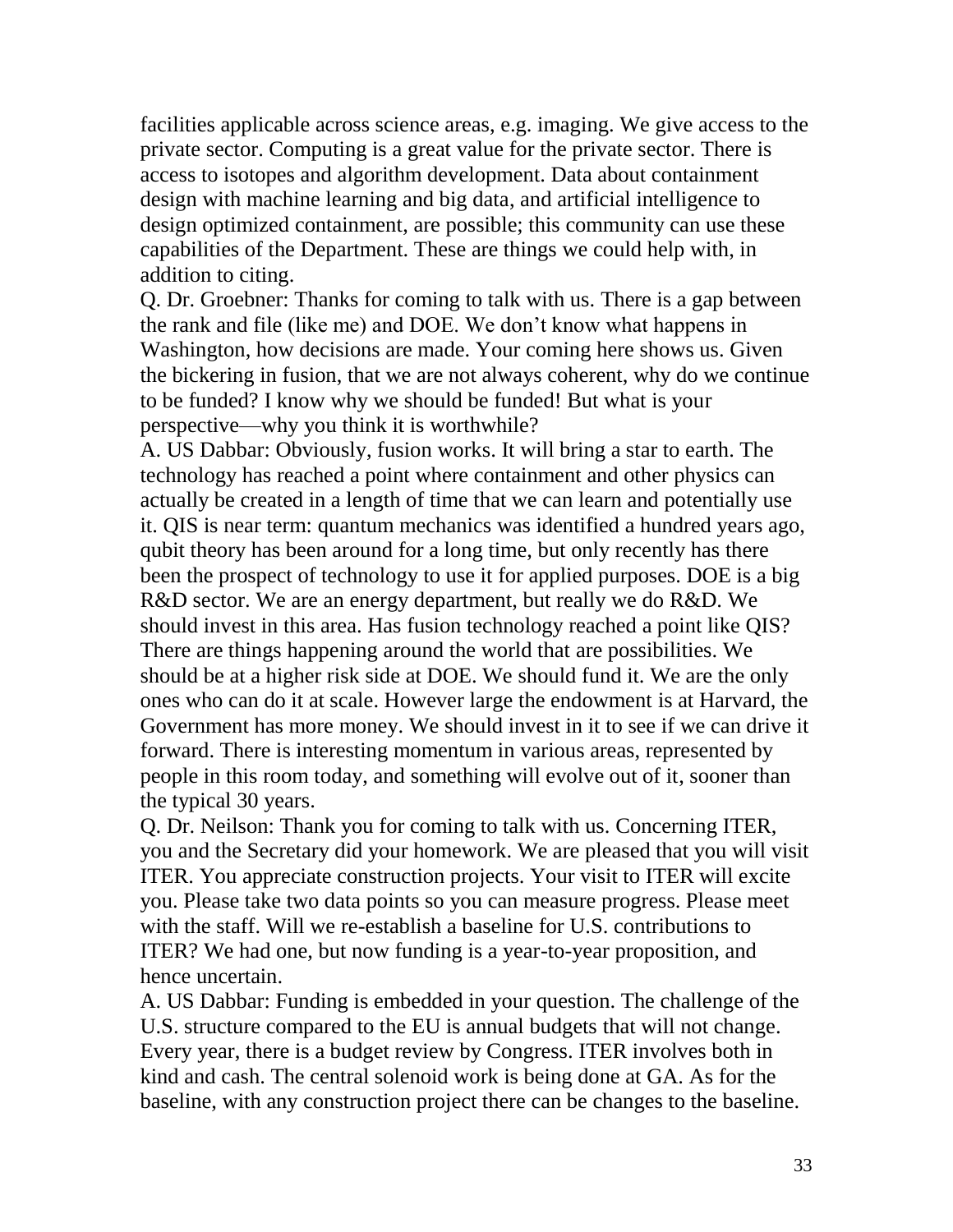facilities applicable across science areas, e.g. imaging. We give access to the private sector. Computing is a great value for the private sector. There is access to isotopes and algorithm development. Data about containment design with machine learning and big data, and artificial intelligence to design optimized containment, are possible; this community can use these capabilities of the Department. These are things we could help with, in addition to citing.

Q. Dr. Groebner: Thanks for coming to talk with us. There is a gap between the rank and file (like me) and DOE. We don't know what happens in Washington, how decisions are made. Your coming here shows us. Given the bickering in fusion, that we are not always coherent, why do we continue to be funded? I know why we should be funded! But what is your perspective—why you think it is worthwhile?

A. US Dabbar: Obviously, fusion works. It will bring a star to earth. The technology has reached a point where containment and other physics can actually be created in a length of time that we can learn and potentially use it. QIS is near term: quantum mechanics was identified a hundred years ago, qubit theory has been around for a long time, but only recently has there been the prospect of technology to use it for applied purposes. DOE is a big R&D sector. We are an energy department, but really we do R&D. We should invest in this area. Has fusion technology reached a point like QIS? There are things happening around the world that are possibilities. We should be at a higher risk side at DOE. We should fund it. We are the only ones who can do it at scale. However large the endowment is at Harvard, the Government has more money. We should invest in it to see if we can drive it forward. There is interesting momentum in various areas, represented by people in this room today, and something will evolve out of it, sooner than the typical 30 years.

Q. Dr. Neilson: Thank you for coming to talk with us. Concerning ITER, you and the Secretary did your homework. We are pleased that you will visit ITER. You appreciate construction projects. Your visit to ITER will excite you. Please take two data points so you can measure progress. Please meet with the staff. Will we re-establish a baseline for U.S. contributions to ITER? We had one, but now funding is a year-to-year proposition, and hence uncertain.

A. US Dabbar: Funding is embedded in your question. The challenge of the U.S. structure compared to the EU is annual budgets that will not change. Every year, there is a budget review by Congress. ITER involves both in kind and cash. The central solenoid work is being done at GA. As for the baseline, with any construction project there can be changes to the baseline.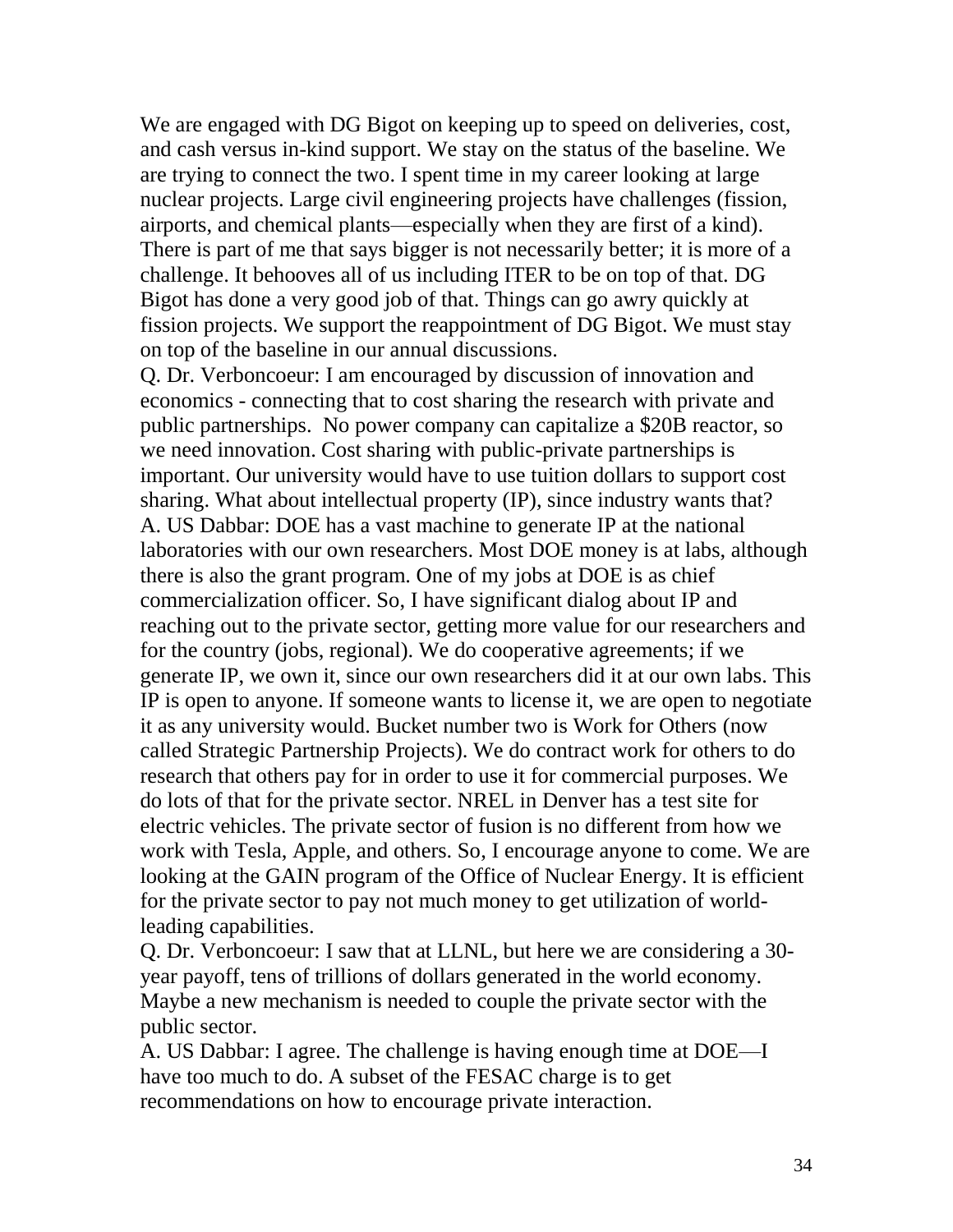We are engaged with DG Bigot on keeping up to speed on deliveries, cost, and cash versus in-kind support. We stay on the status of the baseline. We are trying to connect the two. I spent time in my career looking at large nuclear projects. Large civil engineering projects have challenges (fission, airports, and chemical plants—especially when they are first of a kind). There is part of me that says bigger is not necessarily better; it is more of a challenge. It behooves all of us including ITER to be on top of that. DG Bigot has done a very good job of that. Things can go awry quickly at fission projects. We support the reappointment of DG Bigot. We must stay on top of the baseline in our annual discussions.

Q. Dr. Verboncoeur: I am encouraged by discussion of innovation and economics - connecting that to cost sharing the research with private and public partnerships. No power company can capitalize a $20B reactor, so we need innovation. Cost sharing with public-private partnerships is important. Our university would have to use tuition dollars to support cost sharing. What about intellectual property (IP), since industry wants that?

A. US Dabbar: DOE has a vast machine to generate IP at the national laboratories with our own researchers. Most DOE money is at labs, although there is also the grant program. One of my jobs at DOE is as chief commercialization officer. So, I have significant dialog about IP and reaching out to the private sector, getting more value for our researchers and for the country (jobs, regional). We do cooperative agreements; if we generate IP, we own it, since our own researchers did it at our own labs. This IP is open to anyone. If someone wants to license it, we are open to negotiate it as any university would. Bucket number two is Work for Others (now called Strategic Partnership Projects). We do contract work for others to do research that others pay for in order to use it for commercial purposes. We do lots of that for the private sector. NREL in Denver has a test site for electric vehicles. The private sector of fusion is no different from how we work with Tesla, Apple, and others. So, I encourage anyone to come. We are looking at the GAIN program of the Office of Nuclear Energy. It is efficient for the private sector to pay not much money to get utilization of world-leading capabilities.

Q. Dr. Verboncoeur: I saw that at LLNL, but here we are considering a 30-year payoff, tens of trillions of dollars generated in the world economy. Maybe a new mechanism is needed to couple the private sector with the public sector.

A. US Dabbar: I agree. The challenge is having enough time at DOE—I have too much to do. A subset of the FESAC charge is to get recommendations on how to encourage private interaction.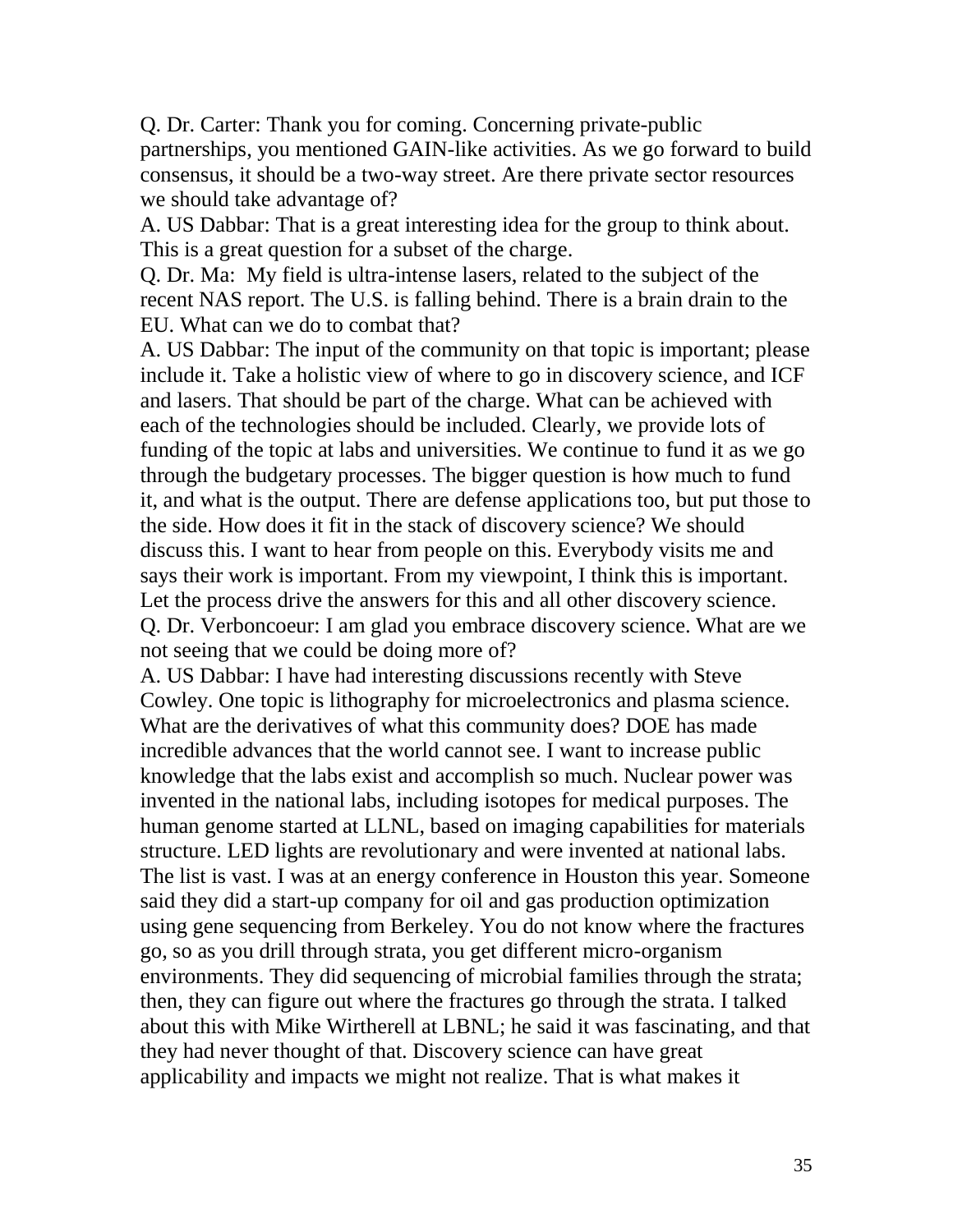Q. Dr. Carter: Thank you for coming. Concerning private-public partnerships, you mentioned GAIN-like activities. As we go forward to build consensus, it should be a two-way street. Are there private sector resources we should take advantage of?

A. US Dabbar: That is a great interesting idea for the group to think about. This is a great question for a subset of the charge.

Q. Dr. Ma: My field is ultra-intense lasers, related to the subject of the recent NAS report. The U.S. is falling behind. There is a brain drain to the EU. What can we do to combat that?

A. US Dabbar: The input of the community on that topic is important; please include it. Take a holistic view of where to go in discovery science, and ICF and lasers. That should be part of the charge. What can be achieved with each of the technologies should be included. Clearly, we provide lots of funding of the topic at labs and universities. We continue to fund it as we go through the budgetary processes. The bigger question is how much to fund it, and what is the output. There are defense applications too, but put those to the side. How does it fit in the stack of discovery science? We should discuss this. I want to hear from people on this. Everybody visits me and says their work is important. From my viewpoint, I think this is important. Let the process drive the answers for this and all other discovery science.

Q. Dr. Verboncoeur: I am glad you embrace discovery science. What are we not seeing that we could be doing more of?

A. US Dabbar: I have had interesting discussions recently with Steve Cowley. One topic is lithography for microelectronics and plasma science. What are the derivatives of what this community does? DOE has made incredible advances that the world cannot see. I want to increase public knowledge that the labs exist and accomplish so much. Nuclear power was invented in the national labs, including isotopes for medical purposes. The human genome started at LLNL, based on imaging capabilities for materials structure. LED lights are revolutionary and were invented at national labs. The list is vast. I was at an energy conference in Houston this year. Someone said they did a start-up company for oil and gas production optimization using gene sequencing from Berkeley. You do not know where the fractures go, so as you drill through strata, you get different micro-organism environments. They did sequencing of microbial families through the strata; then, they can figure out where the fractures go through the strata. I talked about this with Mike Wirtherell at LBNL; he said it was fascinating, and that they had never thought of that. Discovery science can have great applicability and impacts we might not realize. That is what makes it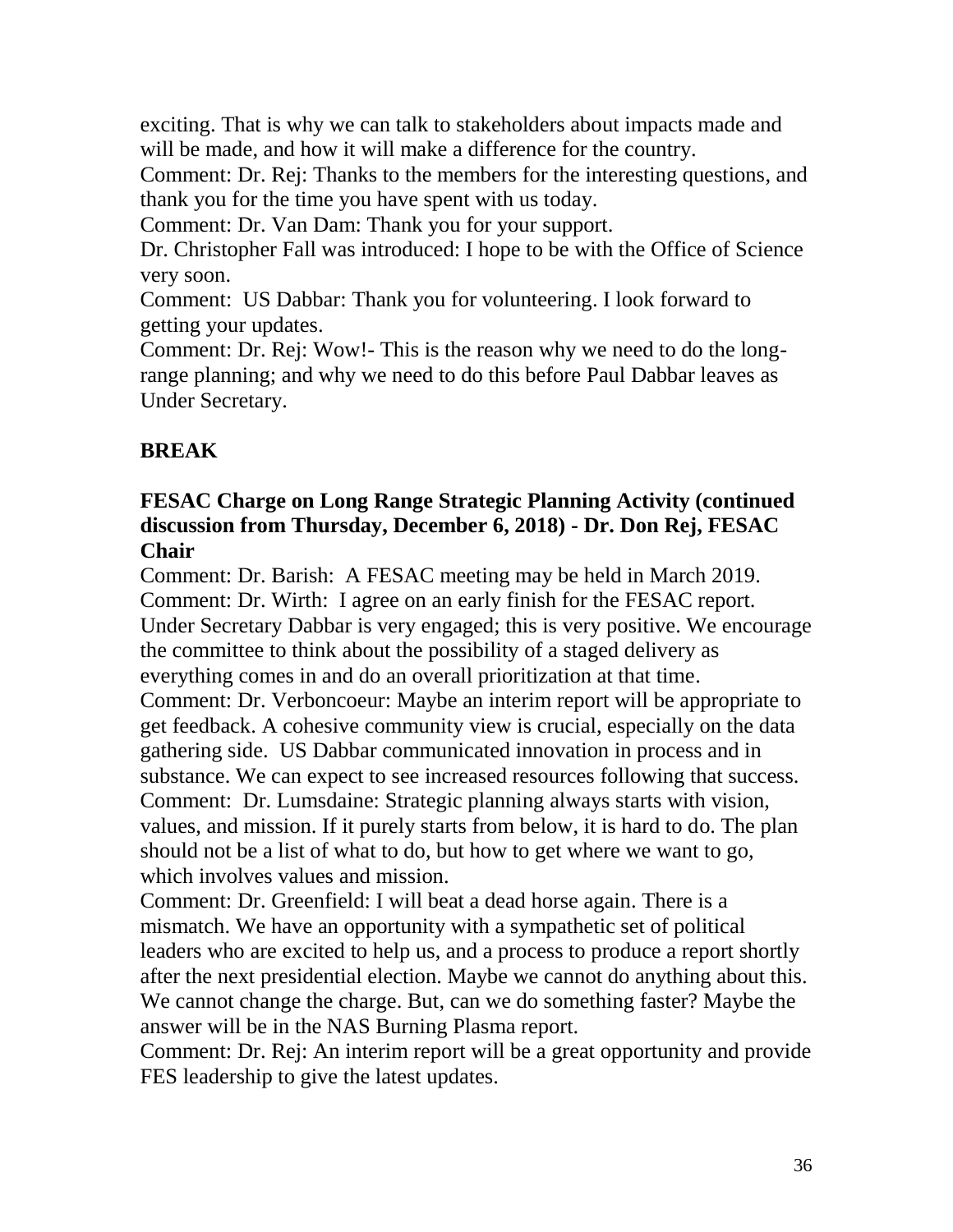exciting. That is why we can talk to stakeholders about impacts made and will be made, and how it will make a difference for the country.

Comment: Dr. Rej: Thanks to the members for the interesting questions, and thank you for the time you have spent with us today.

Comment: Dr. Van Dam: Thank you for your support.

Dr. Christopher Fall was introduced: I hope to be with the Office of Science very soon.

Comment: US Dabbar: Thank you for volunteering. I look forward to getting your updates.

Comment: Dr. Rej: Wow!- This is the reason why we need to do the long-range planning; and why we need to do this before Paul Dabbar leaves as Under Secretary.

**BREAK**

**FESAC Charge on Long Range Strategic Planning Activity (continued discussion from Thursday, December 6, 2018) - Dr. Don Rej, FESAC Chair**

Comment: Dr. Barish: A FESAC meeting may be held in March 2019.

Comment: Dr. Wirth: I agree on an early finish for the FESAC report. Under Secretary Dabbar is very engaged; this is very positive. We encourage the committee to think about the possibility of a staged delivery as everything comes in and do an overall prioritization at that time.

Comment: Dr. Verboncoeur: Maybe an interim report will be appropriate to get feedback. A cohesive community view is crucial, especially on the data gathering side. US Dabbar communicated innovation in process and in substance. We can expect to see increased resources following that success.

Comment: Dr. Lumsdaine: Strategic planning always starts with vision, values, and mission. If it purely starts from below, it is hard to do. The plan should not be a list of what to do, but how to get where we want to go, which involves values and mission.

Comment: Dr. Greenfield: I will beat a dead horse again. There is a mismatch. We have an opportunity with a sympathetic set of political leaders who are excited to help us, and a process to produce a report shortly after the next presidential election. Maybe we cannot do anything about this. We cannot change the charge. But, can we do something faster? Maybe the answer will be in the NAS Burning Plasma report.

Comment: Dr. Rej: An interim report will be a great opportunity and provide FES leadership to give the latest updates.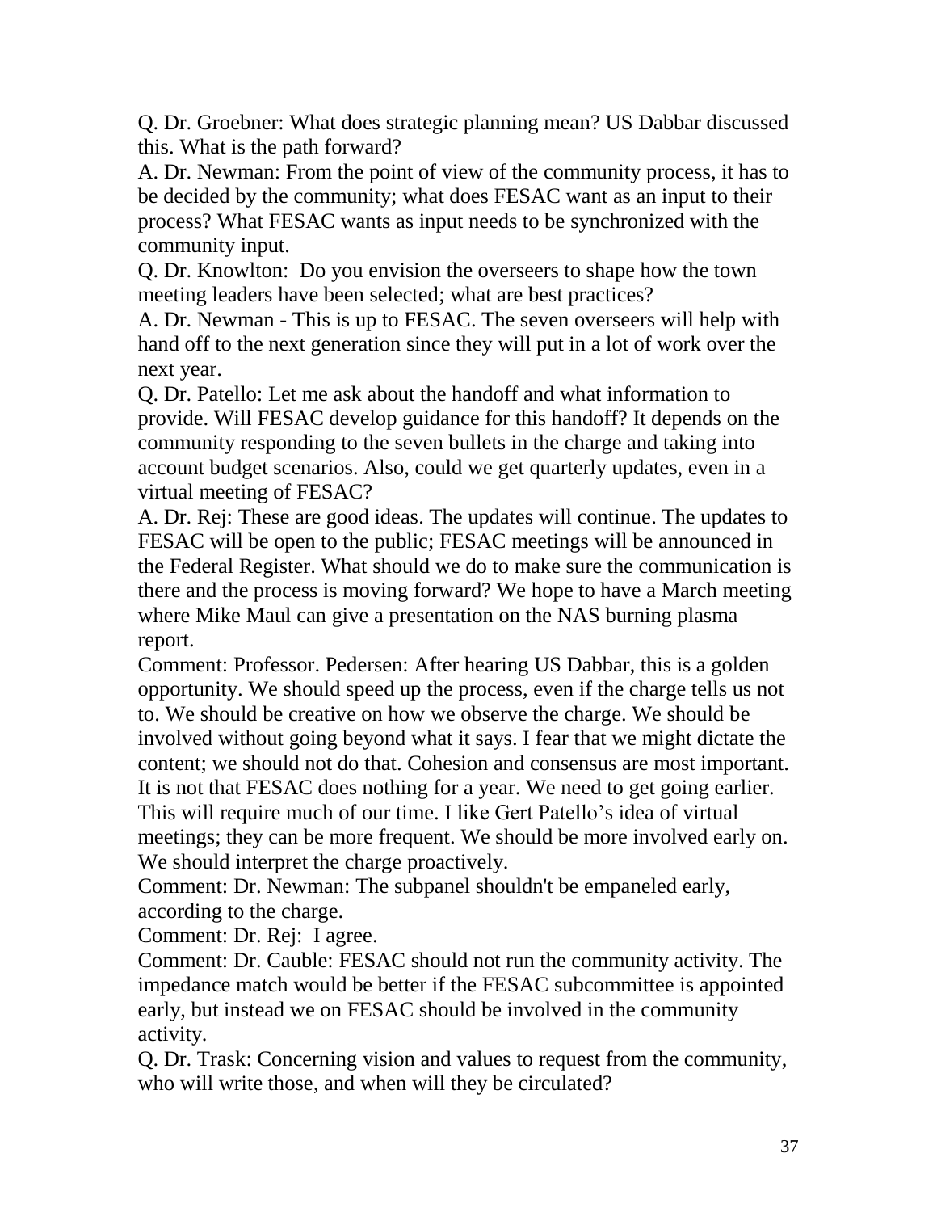Q. Dr. Groebner: What does strategic planning mean? US Dabbar discussed this. What is the path forward?

A. Dr. Newman: From the point of view of the community process, it has to be decided by the community; what does FESAC want as an input to their process? What FESAC wants as input needs to be synchronized with the community input.

Q. Dr. Knowlton: Do you envision the overseers to shape how the town meeting leaders have been selected; what are best practices?

A. Dr. Newman - This is up to FESAC. The seven overseers will help with hand off to the next generation since they will put in a lot of work over the next year.

Q. Dr. Patello: Let me ask about the handoff and what information to provide. Will FESAC develop guidance for this handoff? It depends on the community responding to the seven bullets in the charge and taking into account budget scenarios. Also, could we get quarterly updates, even in a virtual meeting of FESAC?

A. Dr. Rej: These are good ideas. The updates will continue. The updates to FESAC will be open to the public; FESAC meetings will be announced in the Federal Register. What should we do to make sure the communication is there and the process is moving forward? We hope to have a March meeting where Mike Maul can give a presentation on the NAS burning plasma report.

Comment: Professor. Pedersen: After hearing US Dabbar, this is a golden opportunity. We should speed up the process, even if the charge tells us not to. We should be creative on how we observe the charge. We should be involved without going beyond what it says. I fear that we might dictate the content; we should not do that. Cohesion and consensus are most important. It is not that FESAC does nothing for a year. We need to get going earlier. This will require much of our time. I like Gert Patello's idea of virtual meetings; they can be more frequent. We should be more involved early on. We should interpret the charge proactively.

Comment: Dr. Newman: The subpanel shouldn't be empaneled early, according to the charge.

Comment: Dr. Rej: I agree.

Comment: Dr. Cauble: FESAC should not run the community activity. The impedance match would be better if the FESAC subcommittee is appointed early, but instead we on FESAC should be involved in the community activity.

Q. Dr. Trask: Concerning vision and values to request from the community, who will write those, and when will they be circulated?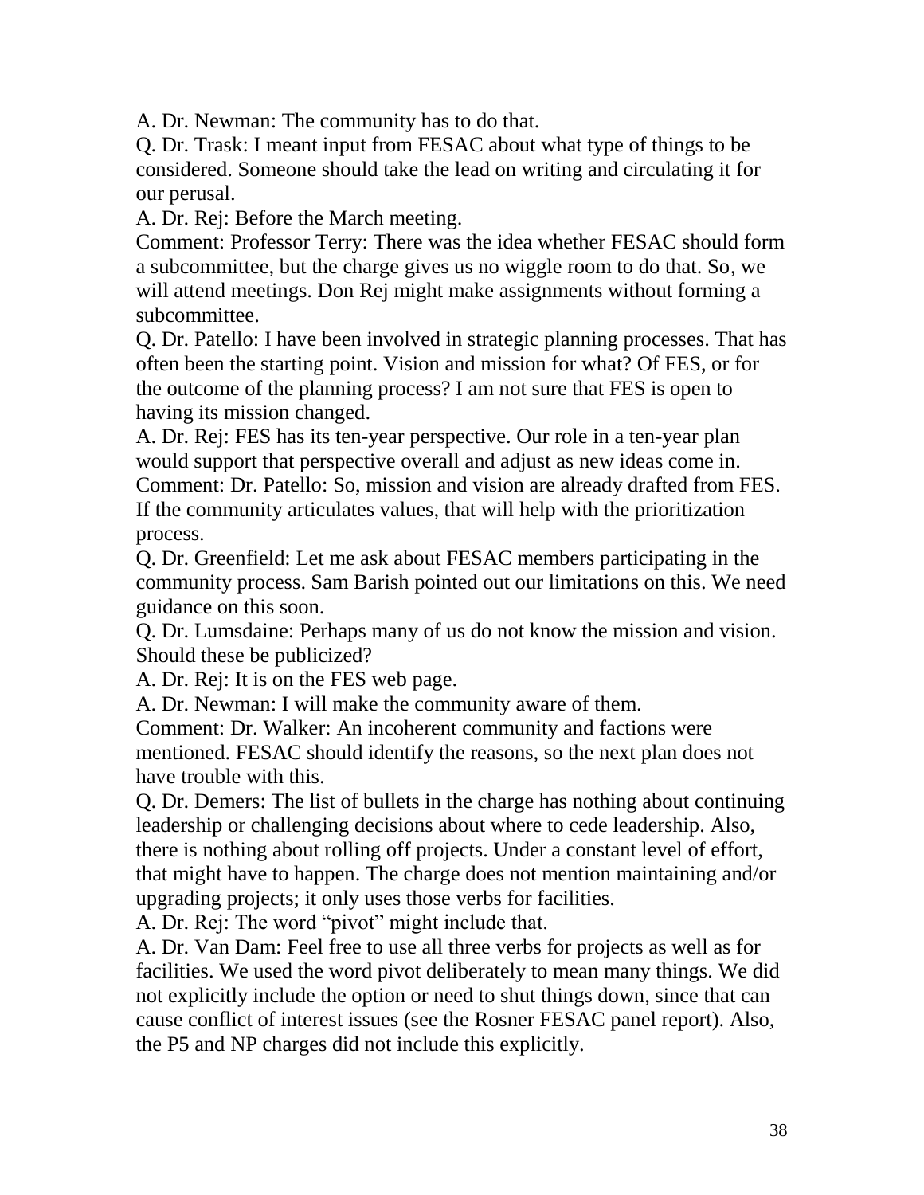A. Dr. Newman: The community has to do that.

Q. Dr. Trask: I meant input from FESAC about what type of things to be considered. Someone should take the lead on writing and circulating it for our perusal.

A. Dr. Rej: Before the March meeting.

Comment: Professor Terry: There was the idea whether FESAC should form a subcommittee, but the charge gives us no wiggle room to do that. So, we will attend meetings. Don Rej might make assignments without forming a subcommittee.

Q. Dr. Patello: I have been involved in strategic planning processes. That has often been the starting point. Vision and mission for what? Of FES, or for the outcome of the planning process? I am not sure that FES is open to having its mission changed.

A. Dr. Rej: FES has its ten-year perspective. Our role in a ten-year plan would support that perspective overall and adjust as new ideas come in.

Comment: Dr. Patello: So, mission and vision are already drafted from FES. If the community articulates values, that will help with the prioritization process.

Q. Dr. Greenfield: Let me ask about FESAC members participating in the community process. Sam Barish pointed out our limitations on this. We need guidance on this soon.

Q. Dr. Lumsdaine: Perhaps many of us do not know the mission and vision. Should these be publicized?

A. Dr. Rej: It is on the FES web page.

A. Dr. Newman: I will make the community aware of them.

Comment: Dr. Walker: An incoherent community and factions were mentioned. FESAC should identify the reasons, so the next plan does not have trouble with this.

Q. Dr. Demers: The list of bullets in the charge has nothing about continuing leadership or challenging decisions about where to cede leadership. Also, there is nothing about rolling off projects. Under a constant level of effort, that might have to happen. The charge does not mention maintaining and/or upgrading projects; it only uses those verbs for facilities.

A. Dr. Rej: The word "pivot" might include that.

A. Dr. Van Dam: Feel free to use all three verbs for projects as well as for facilities. We used the word pivot deliberately to mean many things. We did not explicitly include the option or need to shut things down, since that can cause conflict of interest issues (see the Rosner FESAC panel report). Also, the P5 and NP charges did not include this explicitly.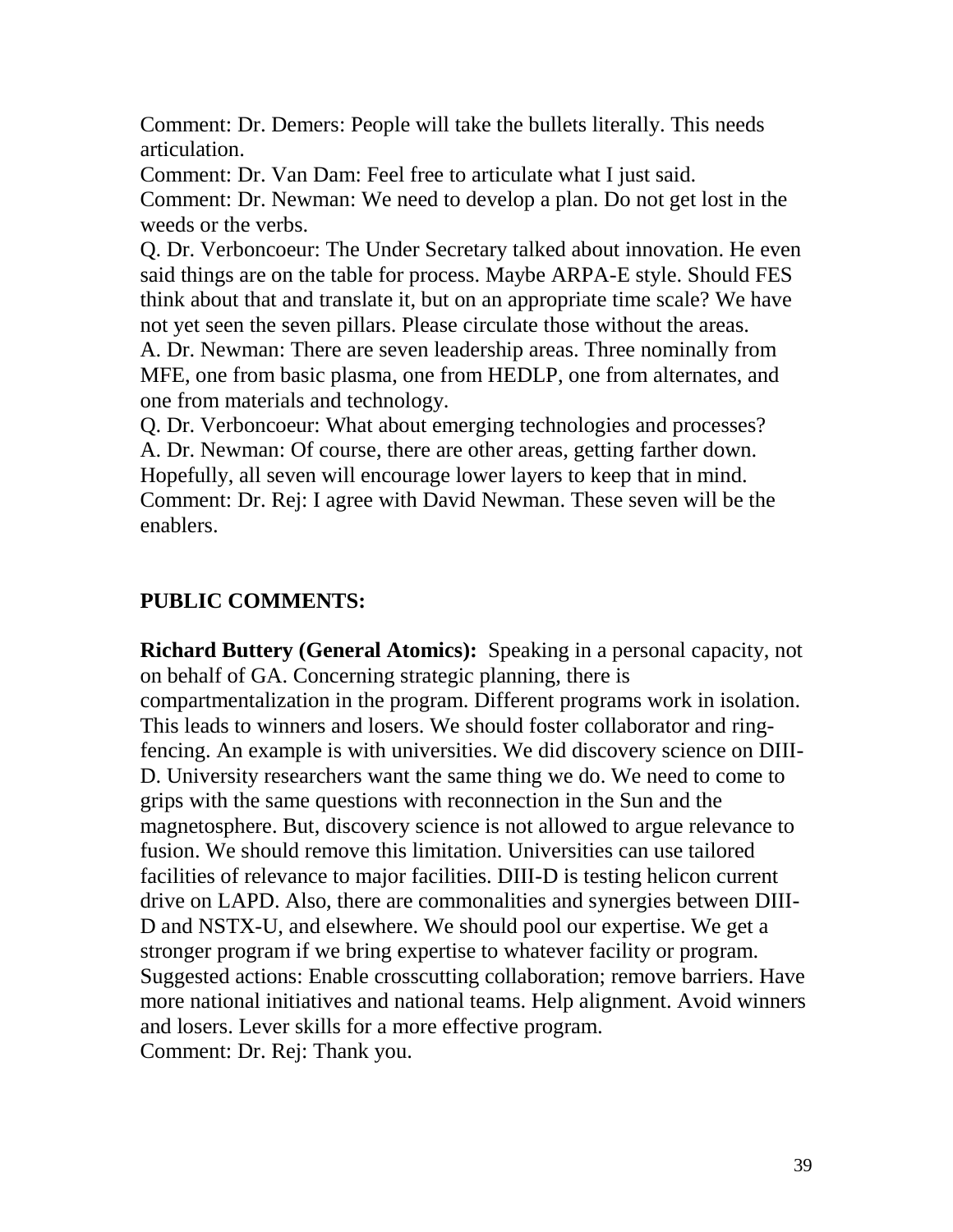Comment: Dr. Demers: People will take the bullets literally. This needs articulation.

Comment: Dr. Van Dam: Feel free to articulate what I just said.

Comment: Dr. Newman: We need to develop a plan. Do not get lost in the weeds or the verbs.

Q. Dr. Verboncoeur: The Under Secretary talked about innovation. He even said things are on the table for process. Maybe ARPA-E style. Should FES think about that and translate it, but on an appropriate time scale? We have not yet seen the seven pillars. Please circulate those without the areas.

A. Dr. Newman: There are seven leadership areas. Three nominally from MFE, one from basic plasma, one from HEDLP, one from alternates, and one from materials and technology.

Q. Dr. Verboncoeur: What about emerging technologies and processes?

A. Dr. Newman: Of course, there are other areas, getting farther down. Hopefully, all seven will encourage lower layers to keep that in mind.

Comment: Dr. Rej: I agree with David Newman. These seven will be the enablers.

## PUBLIC COMMENTS:

**Richard Buttery (General Atomics):** Speaking in a personal capacity, not on behalf of GA. Concerning strategic planning, there is compartmentalization in the program. Different programs work in isolation. This leads to winners and losers. We should foster collaborator and ring-fencing. An example is with universities. We did discovery science on DIII-D. University researchers want the same thing we do. We need to come to grips with the same questions with reconnection in the Sun and the magnetosphere. But, discovery science is not allowed to argue relevance to fusion. We should remove this limitation. Universities can use tailored facilities of relevance to major facilities. DIII-D is testing helicon current drive on LAPD. Also, there are commonalities and synergies between DIII-D and NSTX-U, and elsewhere. We should pool our expertise. We get a stronger program if we bring expertise to whatever facility or program. Suggested actions: Enable crosscutting collaboration; remove barriers. Have more national initiatives and national teams. Help alignment. Avoid winners and losers. Lever skills for a more effective program.

Comment: Dr. Rej: Thank you.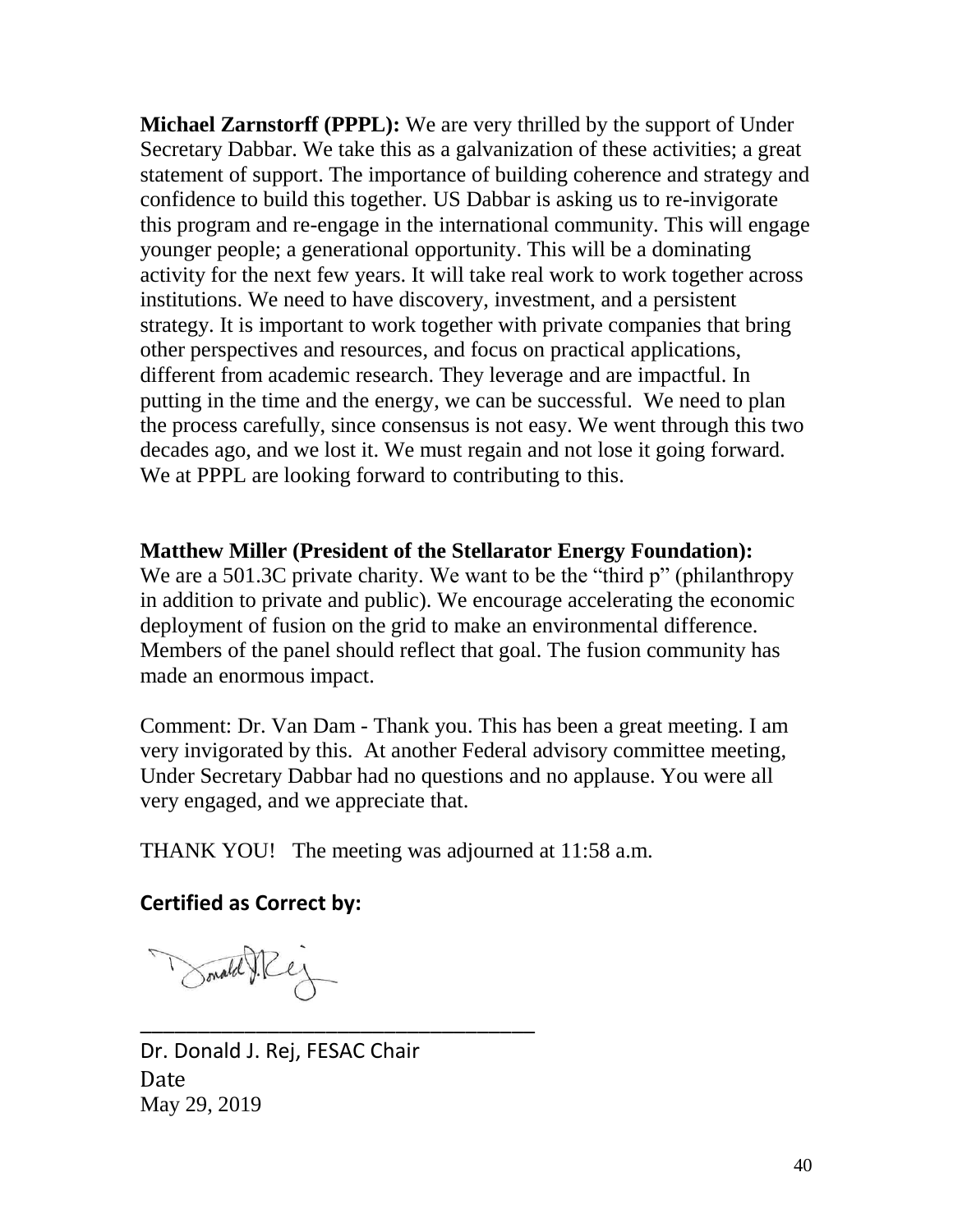**Michael Zarnstorff (PPPL):** We are very thrilled by the support of Under Secretary Dabbar. We take this as a galvanization of these activities; a great statement of support. The importance of building coherence and strategy and confidence to build this together. US Dabbar is asking us to re-invigorate this program and re-engage in the international community. This will engage younger people; a generational opportunity. This will be a dominating activity for the next few years. It will take real work to work together across institutions. We need to have discovery, investment, and a persistent strategy. It is important to work together with private companies that bring other perspectives and resources, and focus on practical applications, different from academic research. They leverage and are impactful. In putting in the time and the energy, we can be successful. We need to plan the process carefully, since consensus is not easy. We went through this two decades ago, and we lost it. We must regain and not lose it going forward. We at PPPL are looking forward to contributing to this.

**Matthew Miller (President of the Stellarator Energy Foundation):** We are a 501.3C private charity. We want to be the "third p" (philanthropy in addition to private and public). We encourage accelerating the economic deployment of fusion on the grid to make an environmental difference. Members of the panel should reflect that goal. The fusion community has made an enormous impact.

Comment: Dr. Van Dam - Thank you. This has been a great meeting. I am very invigorated by this. At another Federal advisory committee meeting, Under Secretary Dabbar had no questions and no applause. You were all very engaged, and we appreciate that.

THANK YOU! The meeting was adjourned at 11:58 a.m.

**Certified as Correct by:**

Donald J. Rej

___________________________________

Dr. Donald J. Rej, FESAC Chair
Date
May 29, 2019